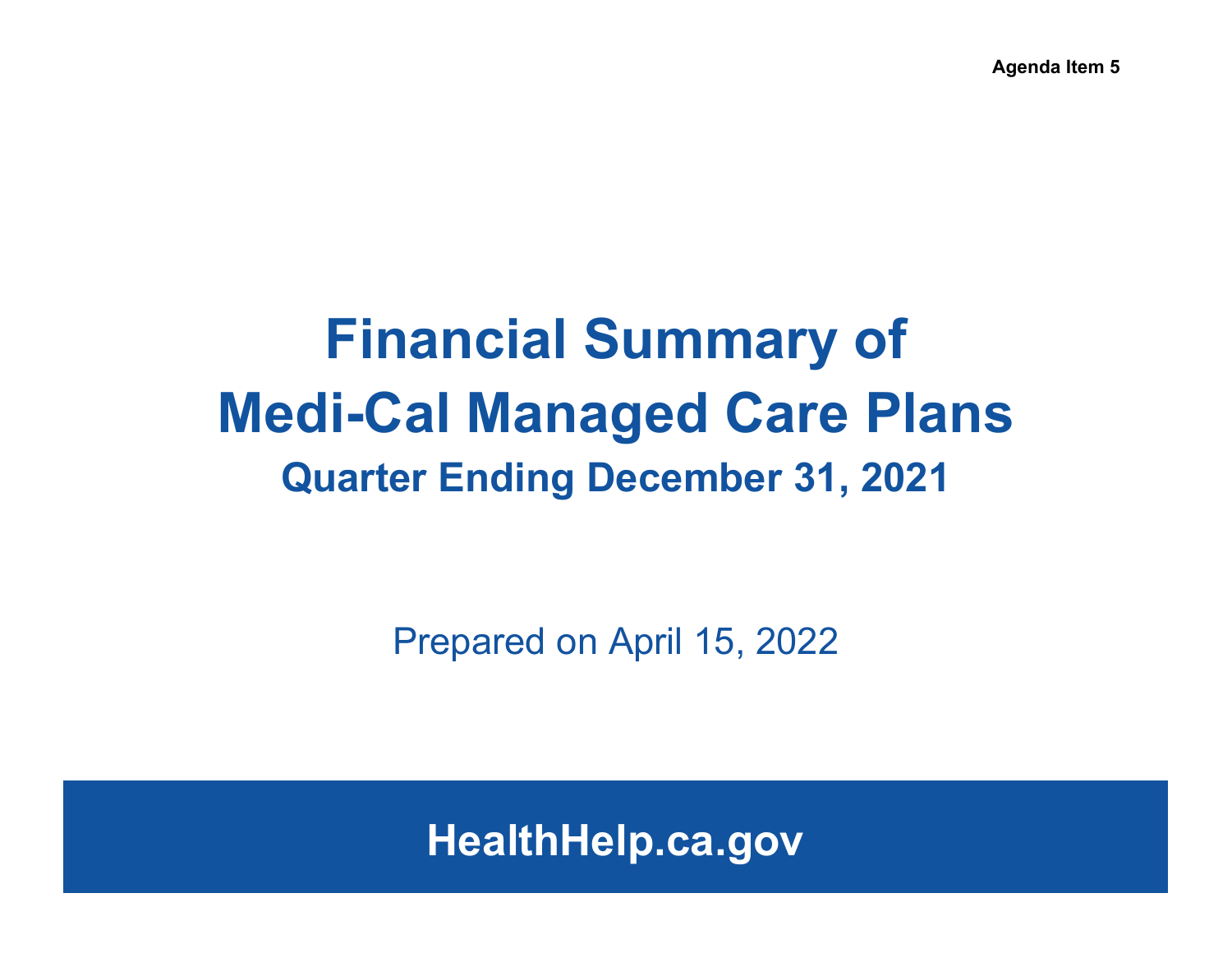Agenda Item 5

# Financial Summary of Medi-Cal Managed Care Plans

## Quarter Ending December 31, 2021

Prepared on April 15, 2022

**HealthHelp.ca.gov**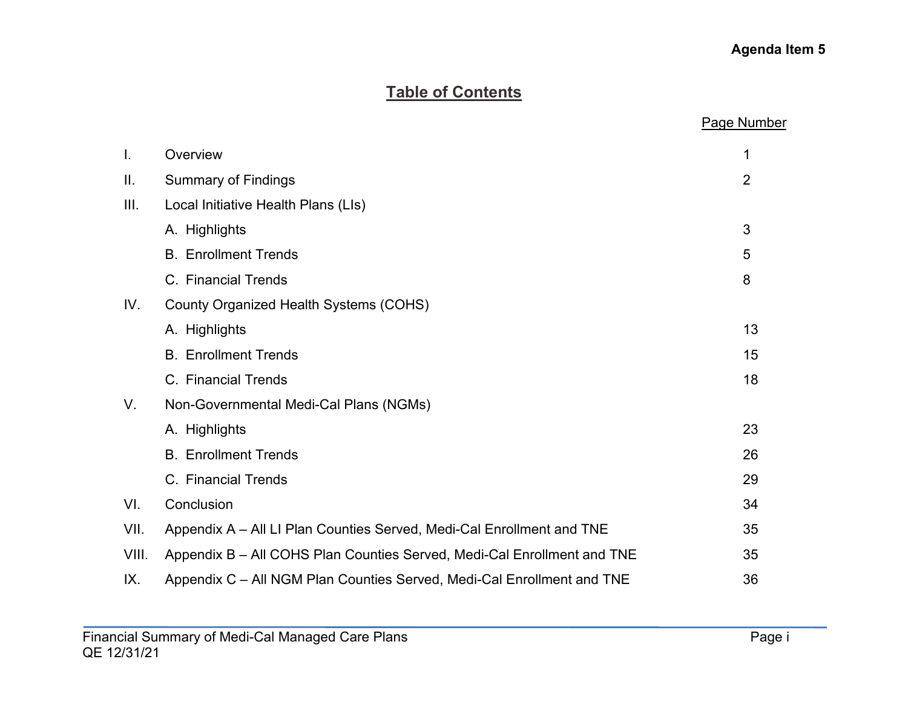Agenda Item 5

# Table of Contents

| | | Page Number |
|---|---|---|
| I. | Overview | 1 |
| II. | Summary of Findings | 2 |
| III. | Local Initiative Health Plans (LIs) | |
| | A. Highlights | 3 |
| | B. Enrollment Trends | 5 |
| | C. Financial Trends | 8 |
| IV. | County Organized Health Systems (COHS) | |
| | A. Highlights | 13 |
| | B. Enrollment Trends | 15 |
| | C. Financial Trends | 18 |
| V. | Non-Governmental Medi-Cal Plans (NGMs) | |
| | A. Highlights | 23 |
| | B. Enrollment Trends | 26 |
| | C. Financial Trends | 29 |
| VI. | Conclusion | 34 |
| VII. | Appendix A – All LI Plan Counties Served, Medi-Cal Enrollment and TNE | 35 |
| VIII. | Appendix B – All COHS Plan Counties Served, Medi-Cal Enrollment and TNE | 35 |
| IX. | Appendix C – All NGM Plan Counties Served, Medi-Cal Enrollment and TNE | 36 |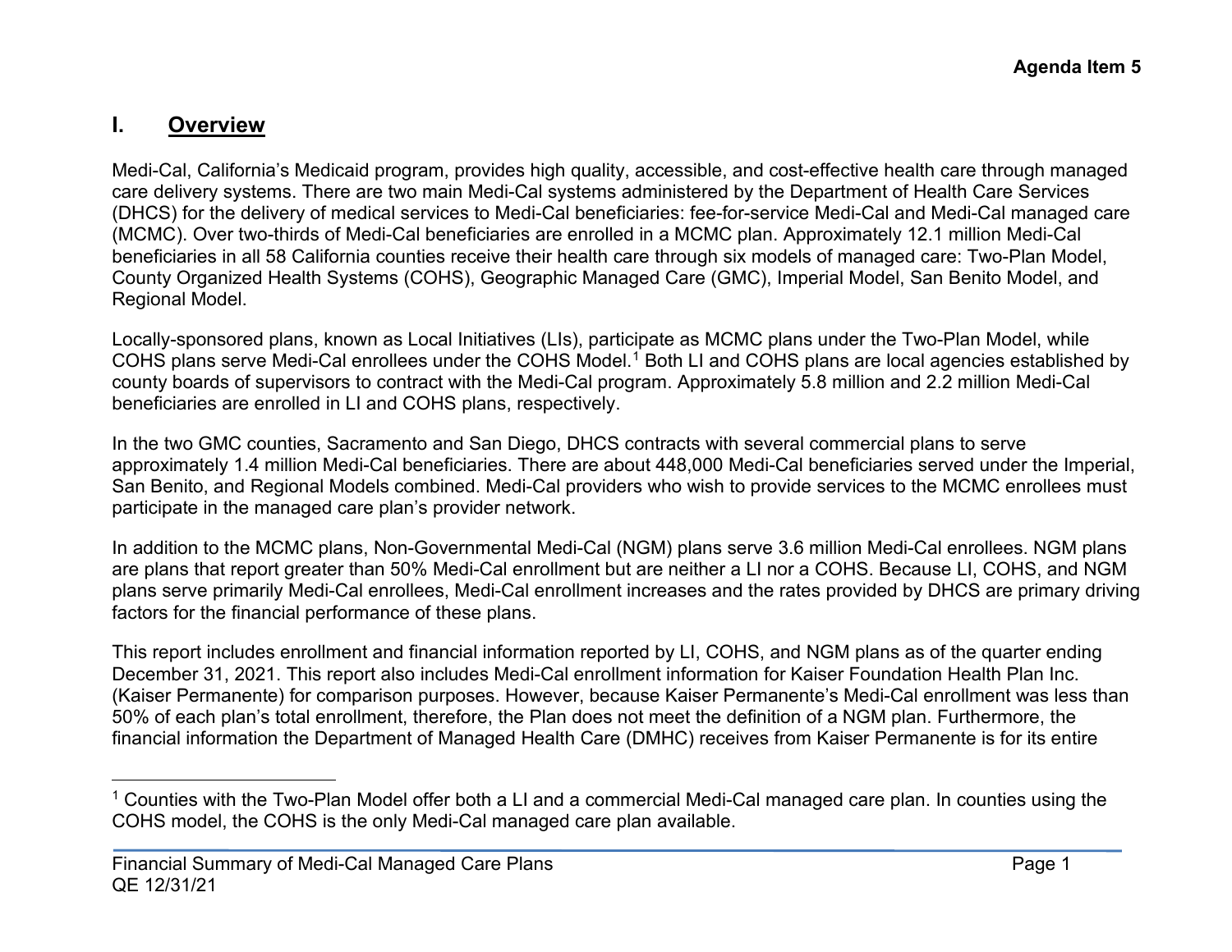## I. Overview

Medi-Cal, California's Medicaid program, provides high quality, accessible, and cost-effective health care through managed care delivery systems. There are two main Medi-Cal systems administered by the Department of Health Care Services (DHCS) for the delivery of medical services to Medi-Cal beneficiaries: fee-for-service Medi-Cal and Medi-Cal managed care (MCMC). Over two-thirds of Medi-Cal beneficiaries are enrolled in a MCMC plan. Approximately 12.1 million Medi-Cal beneficiaries in all 58 California counties receive their health care through six models of managed care: Two-Plan Model, County Organized Health Systems (COHS), Geographic Managed Care (GMC), Imperial Model, San Benito Model, and Regional Model.

Locally-sponsored plans, known as Local Initiatives (LIs), participate as MCMC plans under the Two-Plan Model, while COHS plans serve Medi-Cal enrollees under the COHS Model.[1] Both LI and COHS plans are local agencies established by county boards of supervisors to contract with the Medi-Cal program. Approximately 5.8 million and 2.2 million Medi-Cal beneficiaries are enrolled in LI and COHS plans, respectively.

In the two GMC counties, Sacramento and San Diego, DHCS contracts with several commercial plans to serve approximately 1.4 million Medi-Cal beneficiaries. There are about 448,000 Medi-Cal beneficiaries served under the Imperial, San Benito, and Regional Models combined. Medi-Cal providers who wish to provide services to the MCMC enrollees must participate in the managed care plan's provider network.

In addition to the MCMC plans, Non-Governmental Medi-Cal (NGM) plans serve 3.6 million Medi-Cal enrollees. NGM plans are plans that report greater than 50% Medi-Cal enrollment but are neither a LI nor a COHS. Because LI, COHS, and NGM plans serve primarily Medi-Cal enrollees, Medi-Cal enrollment increases and the rates provided by DHCS are primary driving factors for the financial performance of these plans.

This report includes enrollment and financial information reported by LI, COHS, and NGM plans as of the quarter ending December 31, 2021. This report also includes Medi-Cal enrollment information for Kaiser Foundation Health Plan Inc. (Kaiser Permanente) for comparison purposes. However, because Kaiser Permanente's Medi-Cal enrollment was less than 50% of each plan's total enrollment, therefore, the Plan does not meet the definition of a NGM plan. Furthermore, the financial information the Department of Managed Health Care (DMHC) receives from Kaiser Permanente is for its entire

[1] Counties with the Two-Plan Model offer both a LI and a commercial Medi-Cal managed care plan. In counties using the COHS model, the COHS is the only Medi-Cal managed care plan available.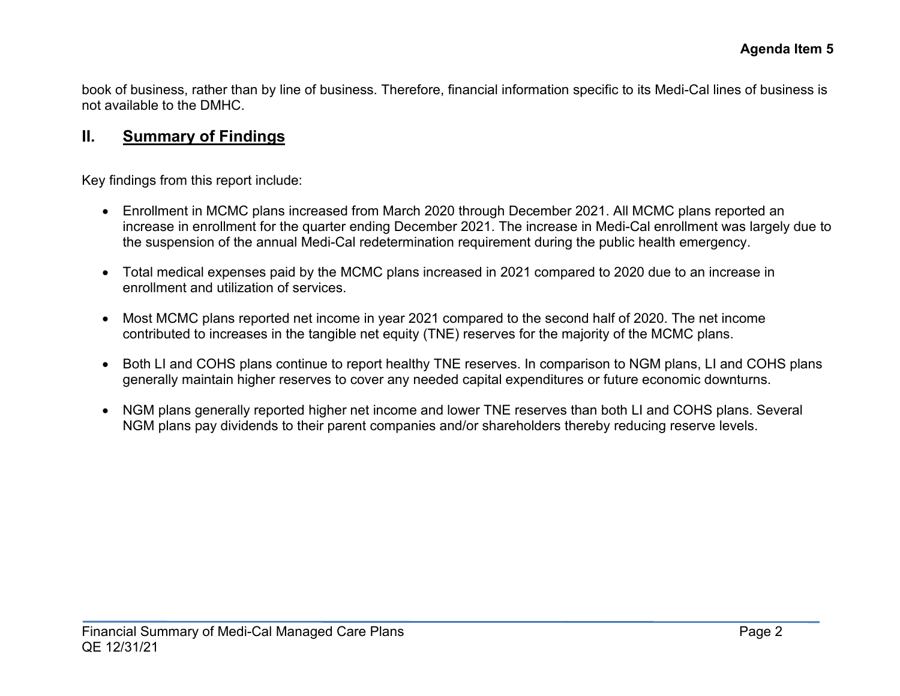book of business, rather than by line of business. Therefore, financial information specific to its Medi-Cal lines of business is not available to the DMHC.

## II. Summary of Findings

Key findings from this report include:

- Enrollment in MCMC plans increased from March 2020 through December 2021. All MCMC plans reported an increase in enrollment for the quarter ending December 2021. The increase in Medi-Cal enrollment was largely due to the suspension of the annual Medi-Cal redetermination requirement during the public health emergency.
- Total medical expenses paid by the MCMC plans increased in 2021 compared to 2020 due to an increase in enrollment and utilization of services.
- Most MCMC plans reported net income in year 2021 compared to the second half of 2020. The net income contributed to increases in the tangible net equity (TNE) reserves for the majority of the MCMC plans.
- Both LI and COHS plans continue to report healthy TNE reserves. In comparison to NGM plans, LI and COHS plans generally maintain higher reserves to cover any needed capital expenditures or future economic downturns.
- NGM plans generally reported higher net income and lower TNE reserves than both LI and COHS plans. Several NGM plans pay dividends to their parent companies and/or shareholders thereby reducing reserve levels.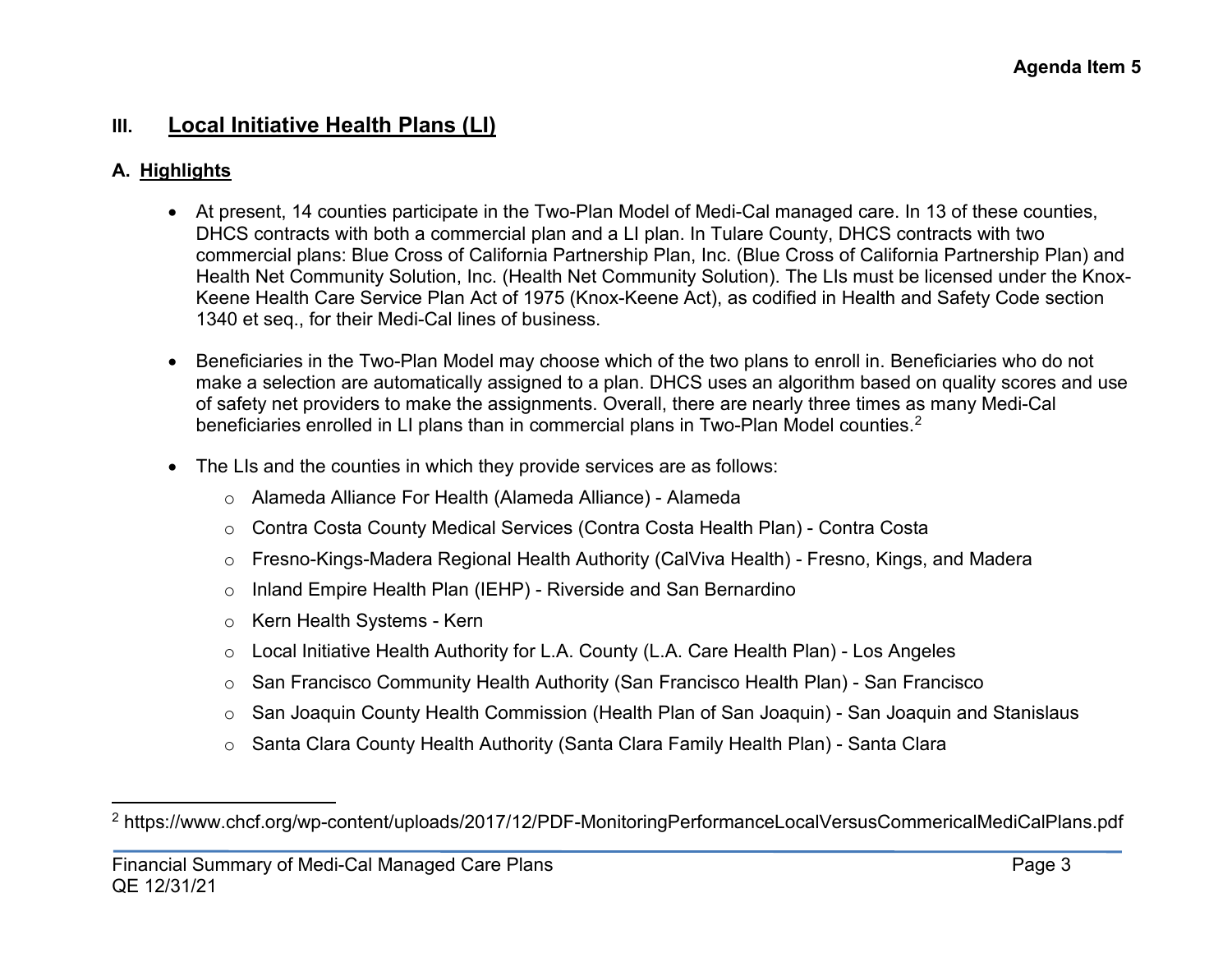## III. Local Initiative Health Plans (LI)

### A. Highlights

- At present, 14 counties participate in the Two-Plan Model of Medi-Cal managed care. In 13 of these counties, DHCS contracts with both a commercial plan and a LI plan. In Tulare County, DHCS contracts with two commercial plans: Blue Cross of California Partnership Plan, Inc. (Blue Cross of California Partnership Plan) and Health Net Community Solution, Inc. (Health Net Community Solution). The LIs must be licensed under the Knox-Keene Health Care Service Plan Act of 1975 (Knox-Keene Act), as codified in Health and Safety Code section 1340 et seq., for their Medi-Cal lines of business.

- Beneficiaries in the Two-Plan Model may choose which of the two plans to enroll in. Beneficiaries who do not make a selection are automatically assigned to a plan. DHCS uses an algorithm based on quality scores and use of safety net providers to make the assignments. Overall, there are nearly three times as many Medi-Cal beneficiaries enrolled in LI plans than in commercial plans in Two-Plan Model counties.[2]

- The LIs and the counties in which they provide services are as follows:
  - Alameda Alliance For Health (Alameda Alliance) - Alameda
  - Contra Costa County Medical Services (Contra Costa Health Plan) - Contra Costa
  - Fresno-Kings-Madera Regional Health Authority (CalViva Health) - Fresno, Kings, and Madera
  - Inland Empire Health Plan (IEHP) - Riverside and San Bernardino
  - Kern Health Systems - Kern
  - Local Initiative Health Authority for L.A. County (L.A. Care Health Plan) - Los Angeles
  - San Francisco Community Health Authority (San Francisco Health Plan) - San Francisco
  - San Joaquin County Health Commission (Health Plan of San Joaquin) - San Joaquin and Stanislaus
  - Santa Clara County Health Authority (Santa Clara Family Health Plan) - Santa Clara

---

[2] https://www.chcf.org/wp-content/uploads/2017/12/PDF-MonitoringPerformanceLocalVersusCommericalMediCalPlans.pdf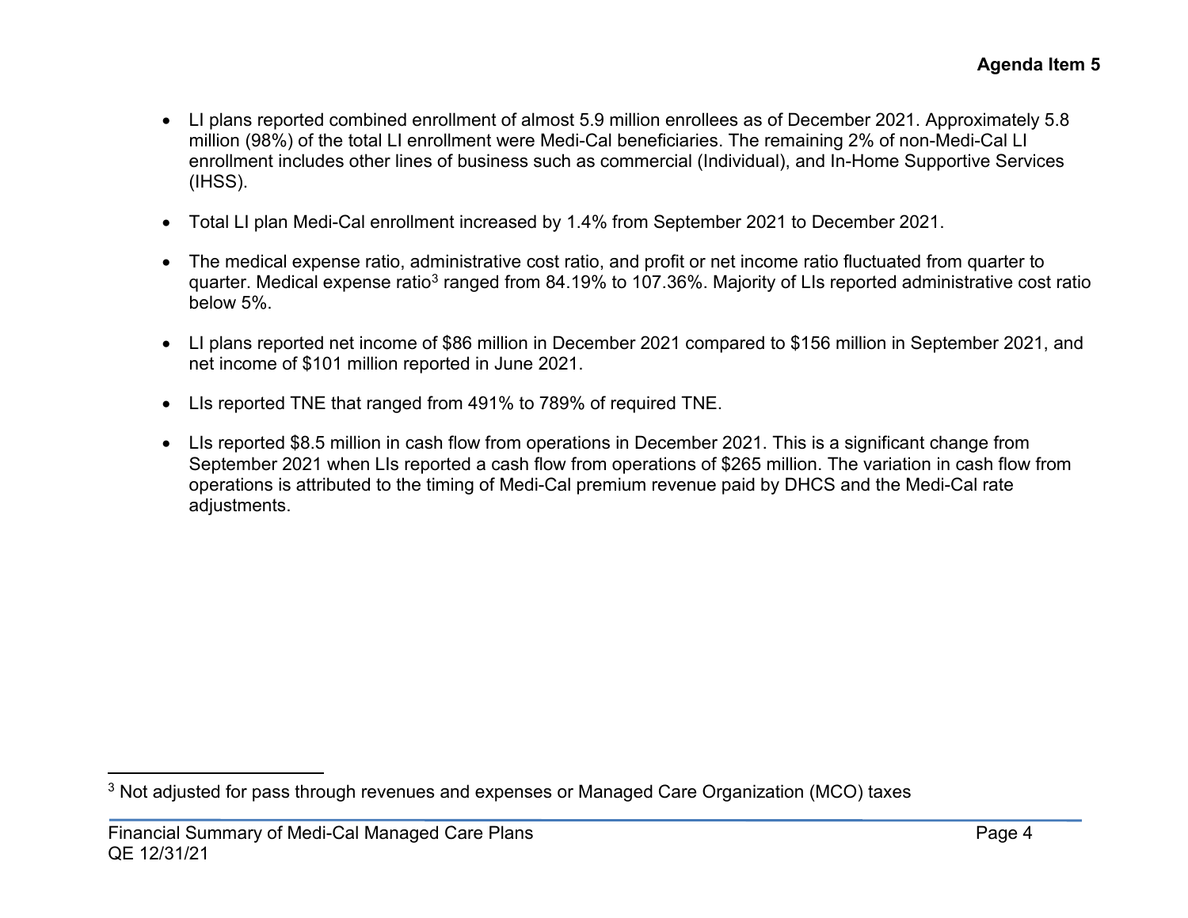- LI plans reported combined enrollment of almost 5.9 million enrollees as of December 2021. Approximately 5.8 million (98%) of the total LI enrollment were Medi-Cal beneficiaries. The remaining 2% of non-Medi-Cal LI enrollment includes other lines of business such as commercial (Individual), and In-Home Supportive Services (IHSS).

- Total LI plan Medi-Cal enrollment increased by 1.4% from September 2021 to December 2021.

- The medical expense ratio, administrative cost ratio, and profit or net income ratio fluctuated from quarter to quarter. Medical expense ratio[3] ranged from 84.19% to 107.36%. Majority of LIs reported administrative cost ratio below 5%.

- LI plans reported net income of $86 million in December 2021 compared to $156 million in September 2021, and net income of $101 million reported in June 2021.

- LIs reported TNE that ranged from 491% to 789% of required TNE.

- LIs reported $8.5 million in cash flow from operations in December 2021. This is a significant change from September 2021 when LIs reported a cash flow from operations of $265 million. The variation in cash flow from operations is attributed to the timing of Medi-Cal premium revenue paid by DHCS and the Medi-Cal rate adjustments.

[3] Not adjusted for pass through revenues and expenses or Managed Care Organization (MCO) taxes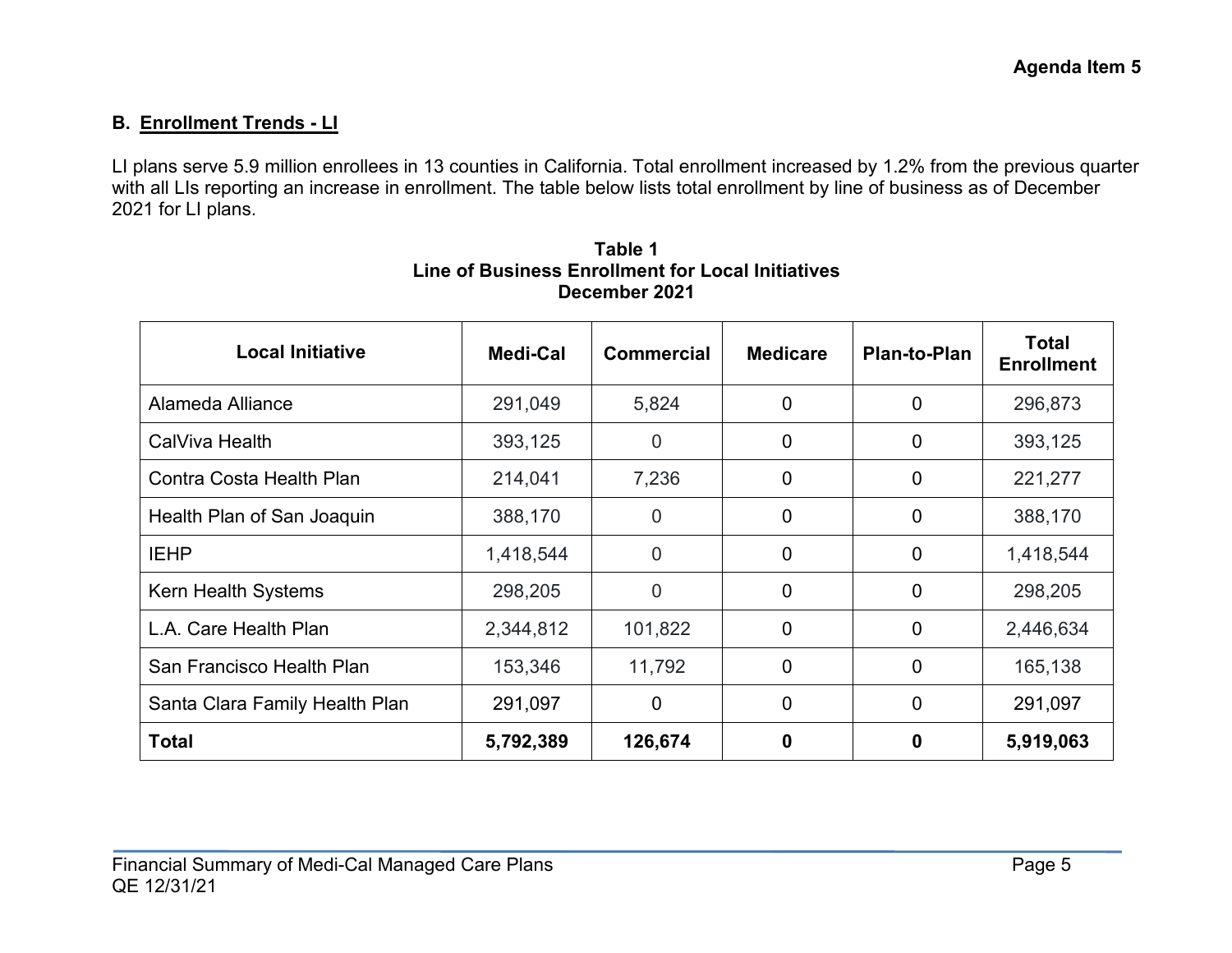## B. Enrollment Trends - LI

LI plans serve 5.9 million enrollees in 13 counties in California. Total enrollment increased by 1.2% from the previous quarter with all LIs reporting an increase in enrollment. The table below lists total enrollment by line of business as of December 2021 for LI plans.

**Table 1**
**Line of Business Enrollment for Local Initiatives**
**December 2021**

| Local Initiative | Medi-Cal | Commercial | Medicare | Plan-to-Plan | Total Enrollment |
|---|---|---|---|---|---|
| Alameda Alliance | 291,049 | 5,824 | 0 | 0 | 296,873 |
| CalViva Health | 393,125 | 0 | 0 | 0 | 393,125 |
| Contra Costa Health Plan | 214,041 | 7,236 | 0 | 0 | 221,277 |
| Health Plan of San Joaquin | 388,170 | 0 | 0 | 0 | 388,170 |
| IEHP | 1,418,544 | 0 | 0 | 0 | 1,418,544 |
| Kern Health Systems | 298,205 | 0 | 0 | 0 | 298,205 |
| L.A. Care Health Plan | 2,344,812 | 101,822 | 0 | 0 | 2,446,634 |
| San Francisco Health Plan | 153,346 | 11,792 | 0 | 0 | 165,138 |
| Santa Clara Family Health Plan | 291,097 | 0 | 0 | 0 | 291,097 |
| **Total** | **5,792,389** | **126,674** | **0** | **0** | **5,919,063** |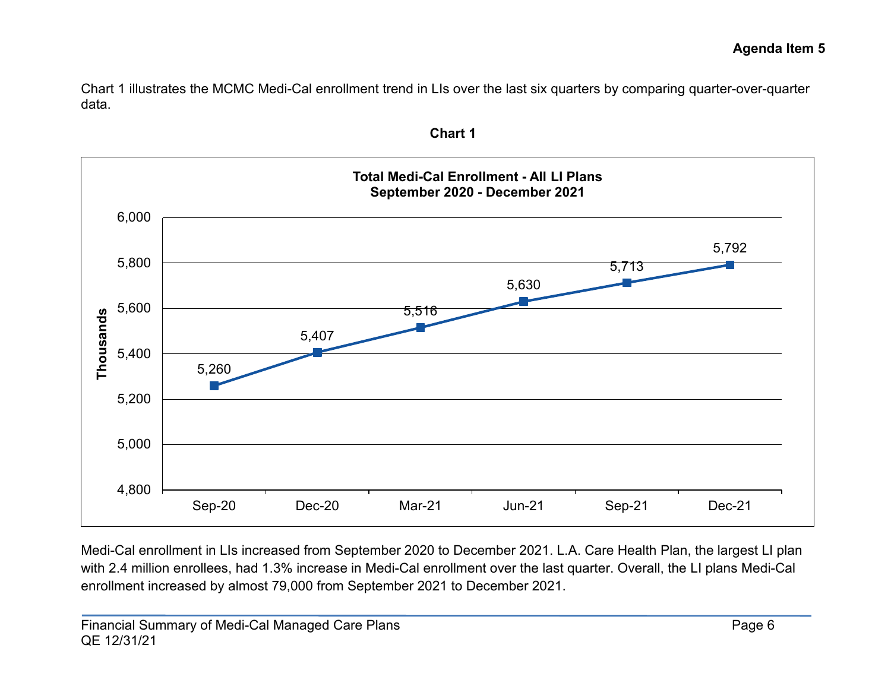Chart 1 illustrates the MCMC Medi-Cal enrollment trend in LIs over the last six quarters by comparing quarter-over-quarter data.

**Chart 1**

**Total Medi-Cal Enrollment - All LI Plans**
**September 2020 - December 2021**

| Quarter | Enrollment (Thousands) |
|---|---|
| Sep-20 | 5,260 |
| Dec-20 | 5,407 |
| Mar-21 | 5,516 |
| Jun-21 | 5,630 |
| Sep-21 | 5,713 |
| Dec-21 | 5,792 |

Medi-Cal enrollment in LIs increased from September 2020 to December 2021. L.A. Care Health Plan, the largest LI plan with 2.4 million enrollees, had 1.3% increase in Medi-Cal enrollment over the last quarter. Overall, the LI plans Medi-Cal enrollment increased by almost 79,000 from September 2021 to December 2021.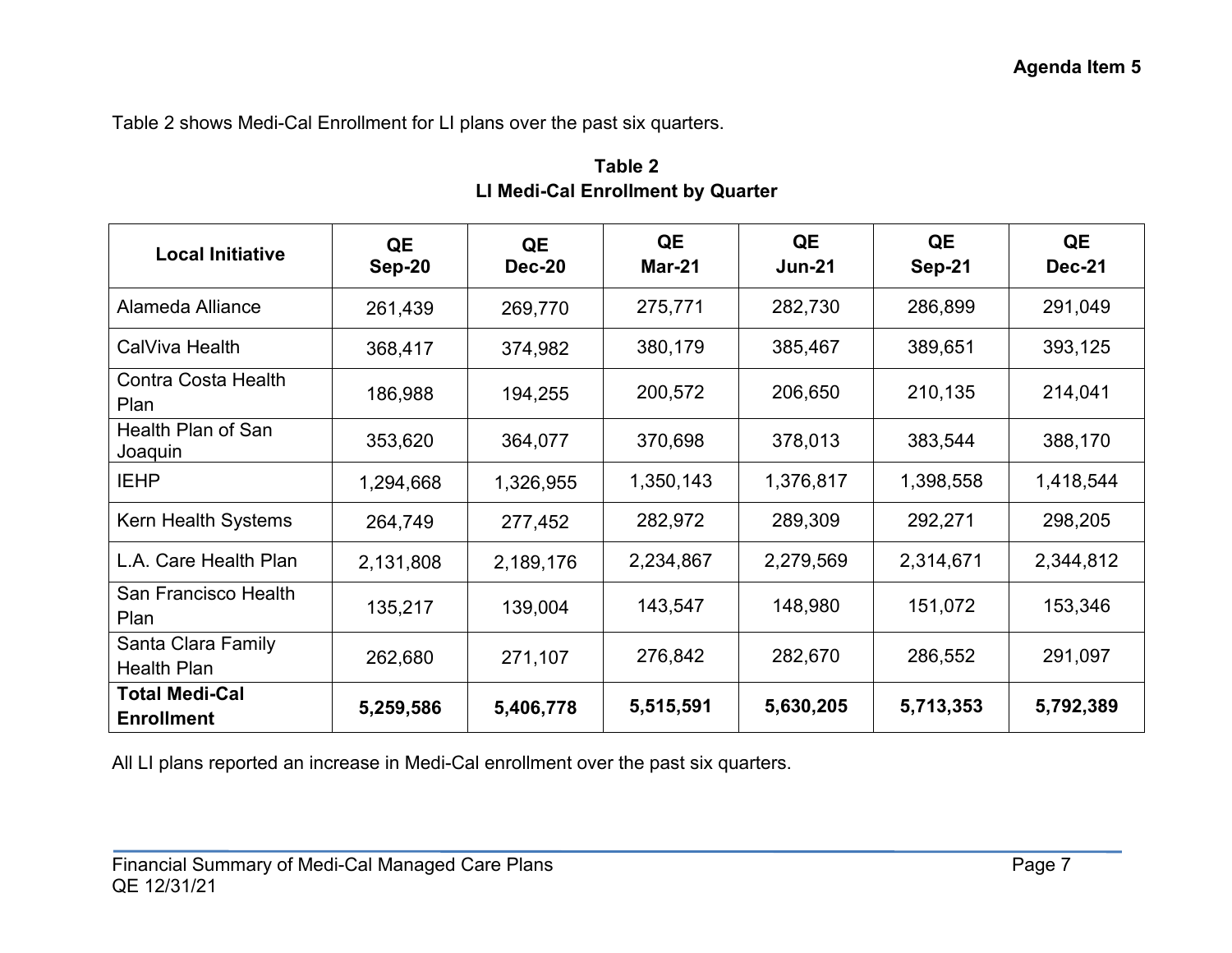Table 2 shows Medi-Cal Enrollment for LI plans over the past six quarters.

**Table 2**
**LI Medi-Cal Enrollment by Quarter**

| Local Initiative | QE Sep-20 | QE Dec-20 | QE Mar-21 | QE Jun-21 | QE Sep-21 | QE Dec-21 |
|---|---|---|---|---|---|---|
| Alameda Alliance | 261,439 | 269,770 | 275,771 | 282,730 | 286,899 | 291,049 |
| CalViva Health | 368,417 | 374,982 | 380,179 | 385,467 | 389,651 | 393,125 |
| Contra Costa Health Plan | 186,988 | 194,255 | 200,572 | 206,650 | 210,135 | 214,041 |
| Health Plan of San Joaquin | 353,620 | 364,077 | 370,698 | 378,013 | 383,544 | 388,170 |
| IEHP | 1,294,668 | 1,326,955 | 1,350,143 | 1,376,817 | 1,398,558 | 1,418,544 |
| Kern Health Systems | 264,749 | 277,452 | 282,972 | 289,309 | 292,271 | 298,205 |
| L.A. Care Health Plan | 2,131,808 | 2,189,176 | 2,234,867 | 2,279,569 | 2,314,671 | 2,344,812 |
| San Francisco Health Plan | 135,217 | 139,004 | 143,547 | 148,980 | 151,072 | 153,346 |
| Santa Clara Family Health Plan | 262,680 | 271,107 | 276,842 | 282,670 | 286,552 | 291,097 |
| **Total Medi-Cal Enrollment** | **5,259,586** | **5,406,778** | **5,515,591** | **5,630,205** | **5,713,353** | **5,792,389** |

All LI plans reported an increase in Medi-Cal enrollment over the past six quarters.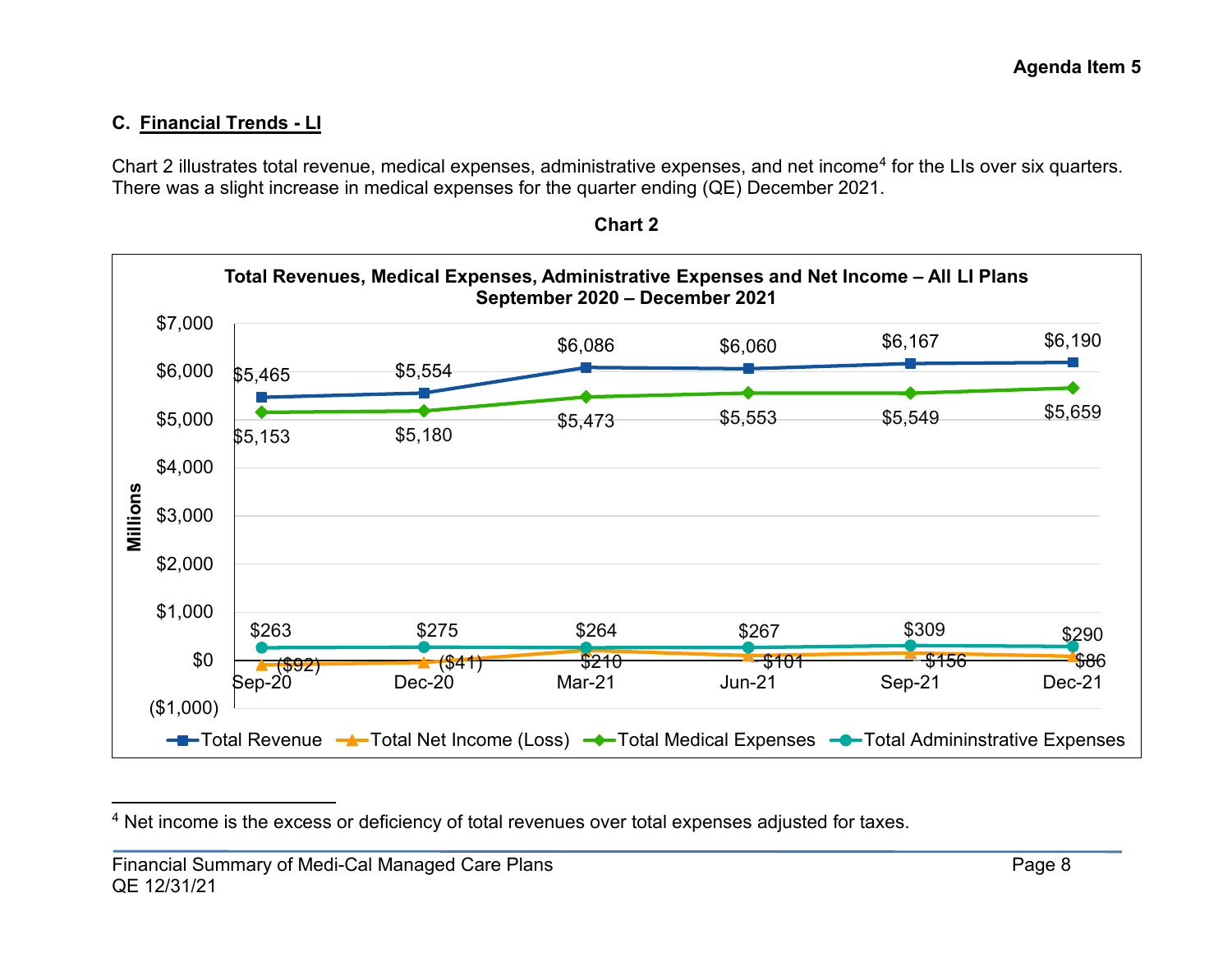## C. Financial Trends - LI

Chart 2 illustrates total revenue, medical expenses, administrative expenses, and net income[4] for the LIs over six quarters. There was a slight increase in medical expenses for the quarter ending (QE) December 2021.

**Chart 2**

**Total Revenues, Medical Expenses, Administrative Expenses and Net Income – All LI Plans**
**September 2020 – December 2021**

(Millions)

| | Sep-20 | Dec-20 | Mar-21 | Jun-21 | Sep-21 | Dec-21 |
|---|---|---|---|---|---|---|
| Total Revenue | $5,465 | $5,554 | $6,086 | $6,060 | $6,167 | $6,190 |
| Total Net Income (Loss) | ($92) | ($41) | $210 | $101 | $156 | $86 |
| Total Medical Expenses | $5,153 | $5,180 | $5,473 | $5,553 | $5,549 | $5,659 |
| Total Admininstrative Expenses | $263 | $275 | $264 | $267 | $309 | $290 |

[4] Net income is the excess or deficiency of total revenues over total expenses adjusted for taxes.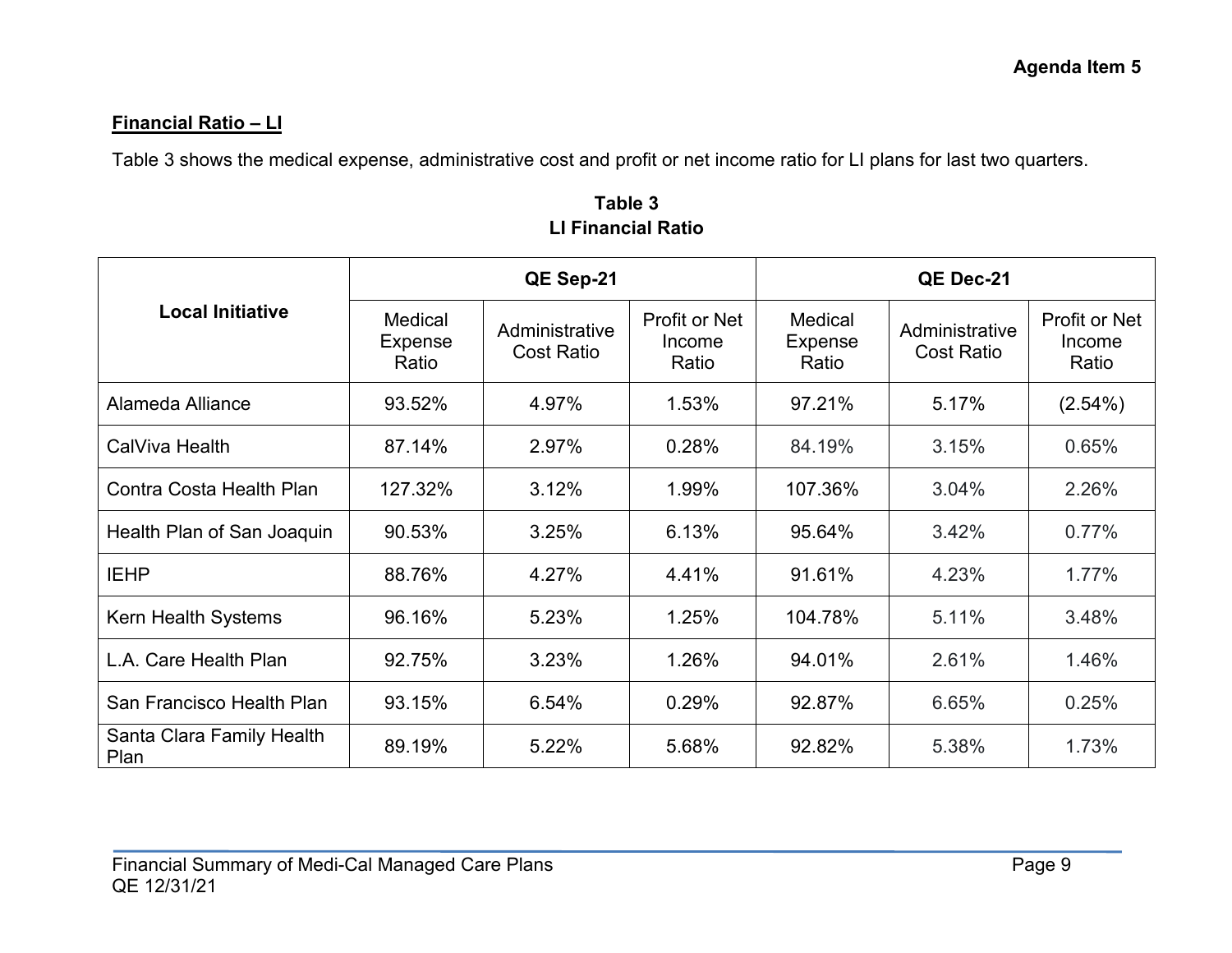**Financial Ratio – LI**

Table 3 shows the medical expense, administrative cost and profit or net income ratio for LI plans for last two quarters.

**Table 3**
**LI Financial Ratio**

| Local Initiative | QE Sep-21 | | | QE Dec-21 | | |
|---|---|---|---|---|---|---|
| | Medical Expense Ratio | Administrative Cost Ratio | Profit or Net Income Ratio | Medical Expense Ratio | Administrative Cost Ratio | Profit or Net Income Ratio |
| Alameda Alliance | 93.52% | 4.97% | 1.53% | 97.21% | 5.17% | (2.54%) |
| CalViva Health | 87.14% | 2.97% | 0.28% | 84.19% | 3.15% | 0.65% |
| Contra Costa Health Plan | 127.32% | 3.12% | 1.99% | 107.36% | 3.04% | 2.26% |
| Health Plan of San Joaquin | 90.53% | 3.25% | 6.13% | 95.64% | 3.42% | 0.77% |
| IEHP | 88.76% | 4.27% | 4.41% | 91.61% | 4.23% | 1.77% |
| Kern Health Systems | 96.16% | 5.23% | 1.25% | 104.78% | 5.11% | 3.48% |
| L.A. Care Health Plan | 92.75% | 3.23% | 1.26% | 94.01% | 2.61% | 1.46% |
| San Francisco Health Plan | 93.15% | 6.54% | 0.29% | 92.87% | 6.65% | 0.25% |
| Santa Clara Family Health Plan | 89.19% | 5.22% | 5.68% | 92.82% | 5.38% | 1.73% |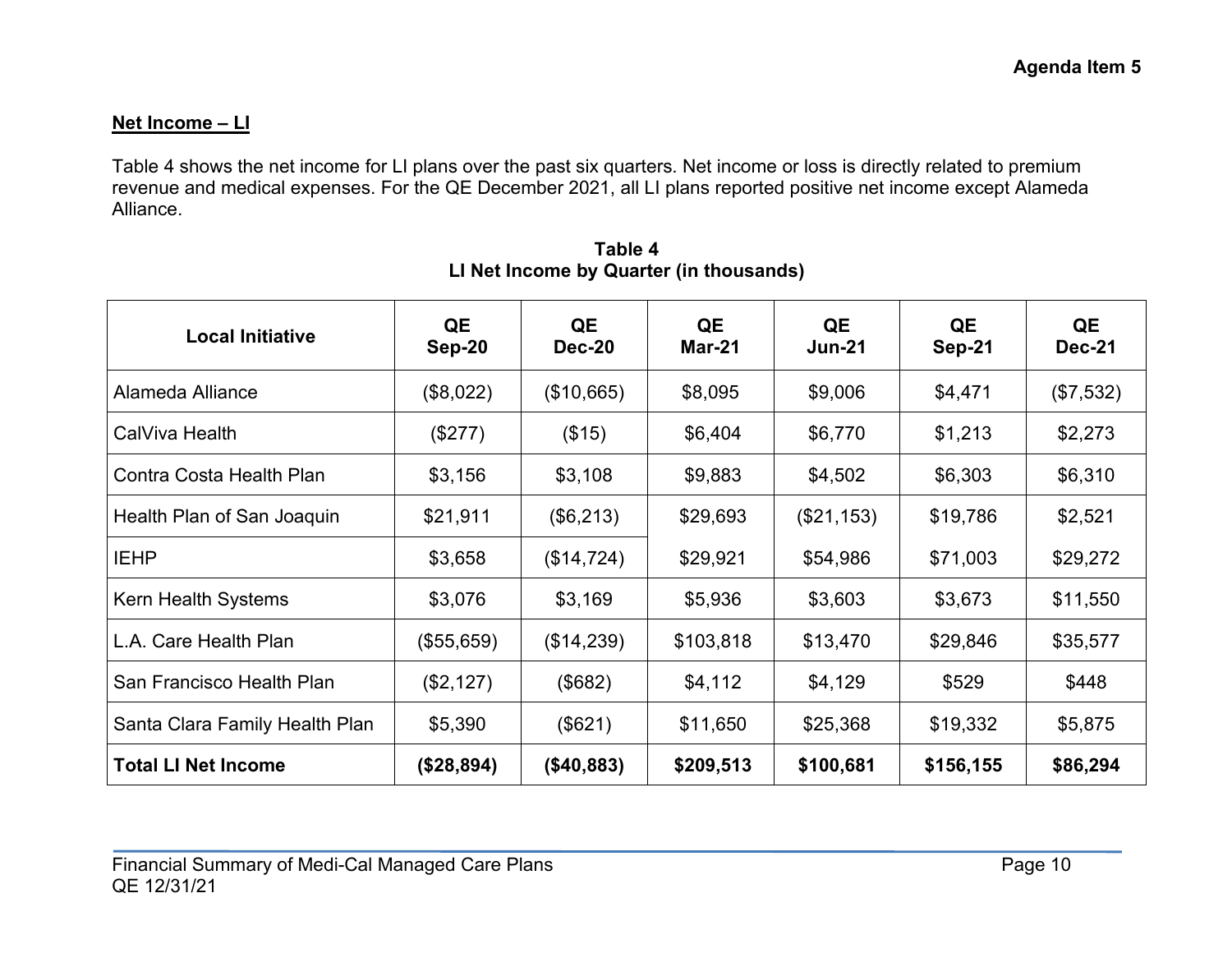## Net Income – LI

Table 4 shows the net income for LI plans over the past six quarters. Net income or loss is directly related to premium revenue and medical expenses. For the QE December 2021, all LI plans reported positive net income except Alameda Alliance.

**Table 4**
**LI Net Income by Quarter (in thousands)**

| Local Initiative | QE Sep-20 | QE Dec-20 | QE Mar-21 | QE Jun-21 | QE Sep-21 | QE Dec-21 |
|---|---|---|---|---|---|---|
| Alameda Alliance | ($8,022) | ($10,665) | $8,095 | $9,006 | $4,471 | ($7,532) |
| CalViva Health | ($277) | ($15) | $6,404 | $6,770 | $1,213 | $2,273 |
| Contra Costa Health Plan | $3,156 | $3,108 | $9,883 | $4,502 | $6,303 | $6,310 |
| Health Plan of San Joaquin | $21,911 | ($6,213) | $29,693 | ($21,153) | $19,786 | $2,521 |
| IEHP | $3,658 | ($14,724) | $29,921 | $54,986 | $71,003 | $29,272 |
| Kern Health Systems | $3,076 | $3,169 | $5,936 | $3,603 | $3,673 | $11,550 |
| L.A. Care Health Plan | ($55,659) | ($14,239) | $103,818 | $13,470 | $29,846 | $35,577 |
| San Francisco Health Plan | ($2,127) | ($682) | $4,112 | $4,129 | $529 | $448 |
| Santa Clara Family Health Plan | $5,390 | ($621) | $11,650 | $25,368 | $19,332 | $5,875 |
| **Total LI Net Income** | **($28,894)** | **($40,883)** | **$209,513** | **$100,681** | **$156,155** | **$86,294** |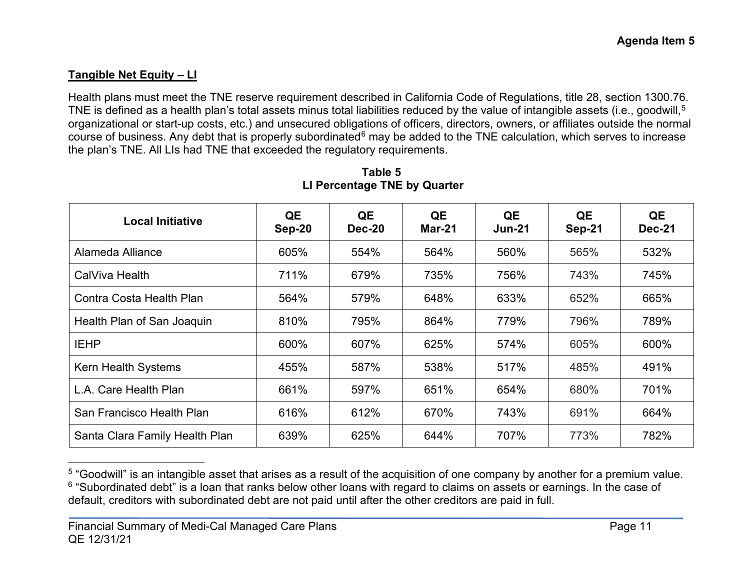**Tangible Net Equity – LI**

Health plans must meet the TNE reserve requirement described in California Code of Regulations, title 28, section 1300.76. TNE is defined as a health plan's total assets minus total liabilities reduced by the value of intangible assets (i.e., goodwill,[5] organizational or start-up costs, etc.) and unsecured obligations of officers, directors, owners, or affiliates outside the normal course of business. Any debt that is properly subordinated[6] may be added to the TNE calculation, which serves to increase the plan's TNE. All LIs had TNE that exceeded the regulatory requirements.

**Table 5**
**LI Percentage TNE by Quarter**

| Local Initiative | QE Sep-20 | QE Dec-20 | QE Mar-21 | QE Jun-21 | QE Sep-21 | QE Dec-21 |
|---|---|---|---|---|---|---|
| Alameda Alliance | 605% | 554% | 564% | 560% | 565% | 532% |
| CalViva Health | 711% | 679% | 735% | 756% | 743% | 745% |
| Contra Costa Health Plan | 564% | 579% | 648% | 633% | 652% | 665% |
| Health Plan of San Joaquin | 810% | 795% | 864% | 779% | 796% | 789% |
| IEHP | 600% | 607% | 625% | 574% | 605% | 600% |
| Kern Health Systems | 455% | 587% | 538% | 517% | 485% | 491% |
| L.A. Care Health Plan | 661% | 597% | 651% | 654% | 680% | 701% |
| San Francisco Health Plan | 616% | 612% | 670% | 743% | 691% | 664% |
| Santa Clara Family Health Plan | 639% | 625% | 644% | 707% | 773% | 782% |

[5] "Goodwill" is an intangible asset that arises as a result of the acquisition of one company by another for a premium value.
[6] "Subordinated debt" is a loan that ranks below other loans with regard to claims on assets or earnings. In the case of default, creditors with subordinated debt are not paid until after the other creditors are paid in full.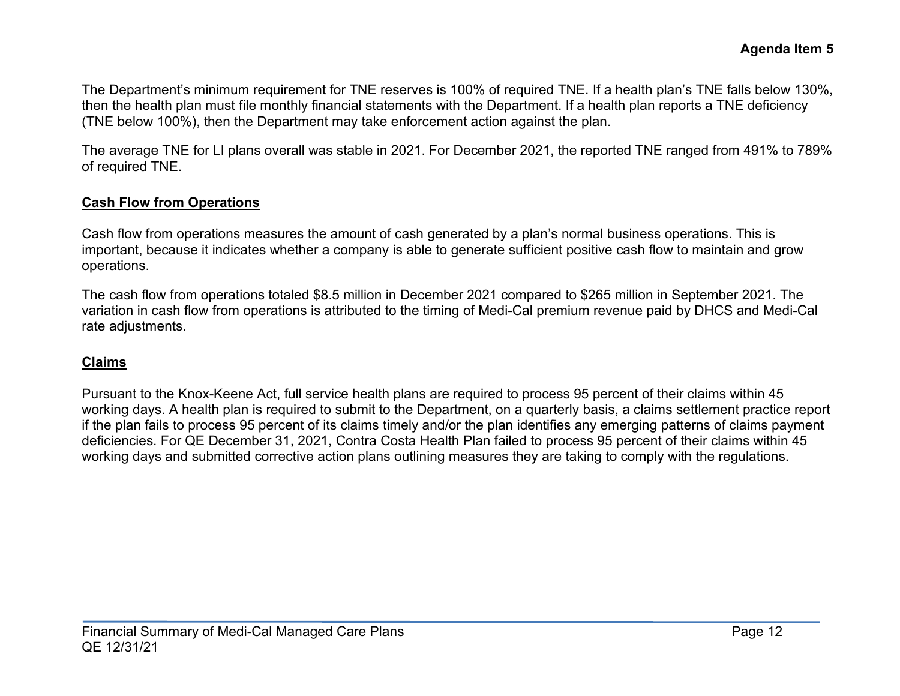The Department's minimum requirement for TNE reserves is 100% of required TNE. If a health plan's TNE falls below 130%, then the health plan must file monthly financial statements with the Department. If a health plan reports a TNE deficiency (TNE below 100%), then the Department may take enforcement action against the plan.

The average TNE for LI plans overall was stable in 2021. For December 2021, the reported TNE ranged from 491% to 789% of required TNE.

## Cash Flow from Operations

Cash flow from operations measures the amount of cash generated by a plan's normal business operations. This is important, because it indicates whether a company is able to generate sufficient positive cash flow to maintain and grow operations.

The cash flow from operations totaled $8.5 million in December 2021 compared to $265 million in September 2021. The variation in cash flow from operations is attributed to the timing of Medi-Cal premium revenue paid by DHCS and Medi-Cal rate adjustments.

## Claims

Pursuant to the Knox-Keene Act, full service health plans are required to process 95 percent of their claims within 45 working days. A health plan is required to submit to the Department, on a quarterly basis, a claims settlement practice report if the plan fails to process 95 percent of its claims timely and/or the plan identifies any emerging patterns of claims payment deficiencies. For QE December 31, 2021, Contra Costa Health Plan failed to process 95 percent of their claims within 45 working days and submitted corrective action plans outlining measures they are taking to comply with the regulations.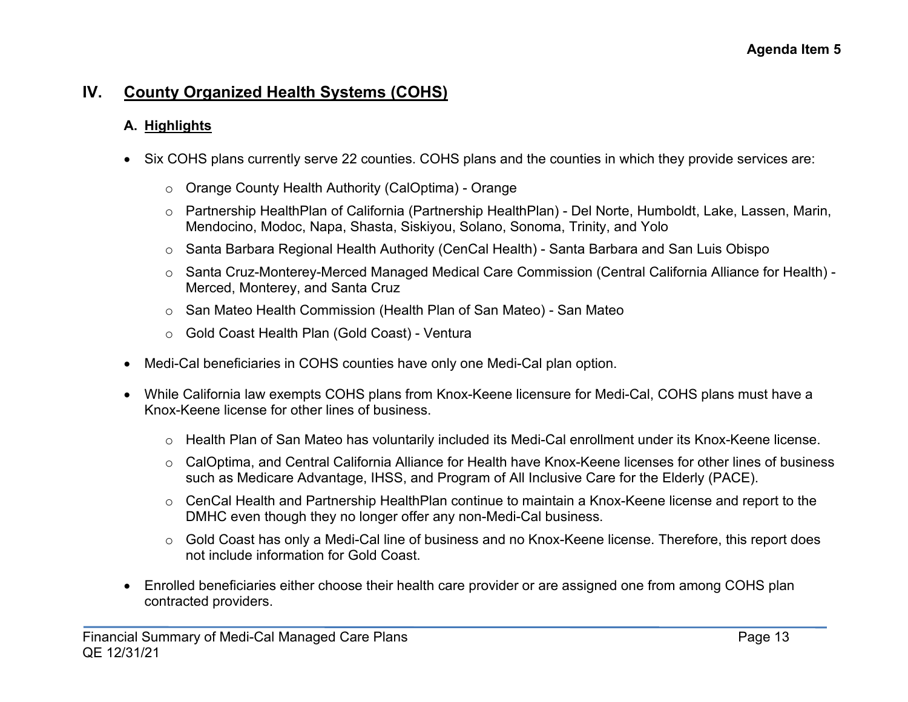## IV. County Organized Health Systems (COHS)

### A. Highlights

- Six COHS plans currently serve 22 counties. COHS plans and the counties in which they provide services are:
  - Orange County Health Authority (CalOptima) - Orange
  - Partnership HealthPlan of California (Partnership HealthPlan) - Del Norte, Humboldt, Lake, Lassen, Marin, Mendocino, Modoc, Napa, Shasta, Siskiyou, Solano, Sonoma, Trinity, and Yolo
  - Santa Barbara Regional Health Authority (CenCal Health) - Santa Barbara and San Luis Obispo
  - Santa Cruz-Monterey-Merced Managed Medical Care Commission (Central California Alliance for Health) - Merced, Monterey, and Santa Cruz
  - San Mateo Health Commission (Health Plan of San Mateo) - San Mateo
  - Gold Coast Health Plan (Gold Coast) - Ventura
- Medi-Cal beneficiaries in COHS counties have only one Medi-Cal plan option.
- While California law exempts COHS plans from Knox-Keene licensure for Medi-Cal, COHS plans must have a Knox-Keene license for other lines of business.
  - Health Plan of San Mateo has voluntarily included its Medi-Cal enrollment under its Knox-Keene license.
  - CalOptima, and Central California Alliance for Health have Knox-Keene licenses for other lines of business such as Medicare Advantage, IHSS, and Program of All Inclusive Care for the Elderly (PACE).
  - CenCal Health and Partnership HealthPlan continue to maintain a Knox-Keene license and report to the DMHC even though they no longer offer any non-Medi-Cal business.
  - Gold Coast has only a Medi-Cal line of business and no Knox-Keene license. Therefore, this report does not include information for Gold Coast.
- Enrolled beneficiaries either choose their health care provider or are assigned one from among COHS plan contracted providers.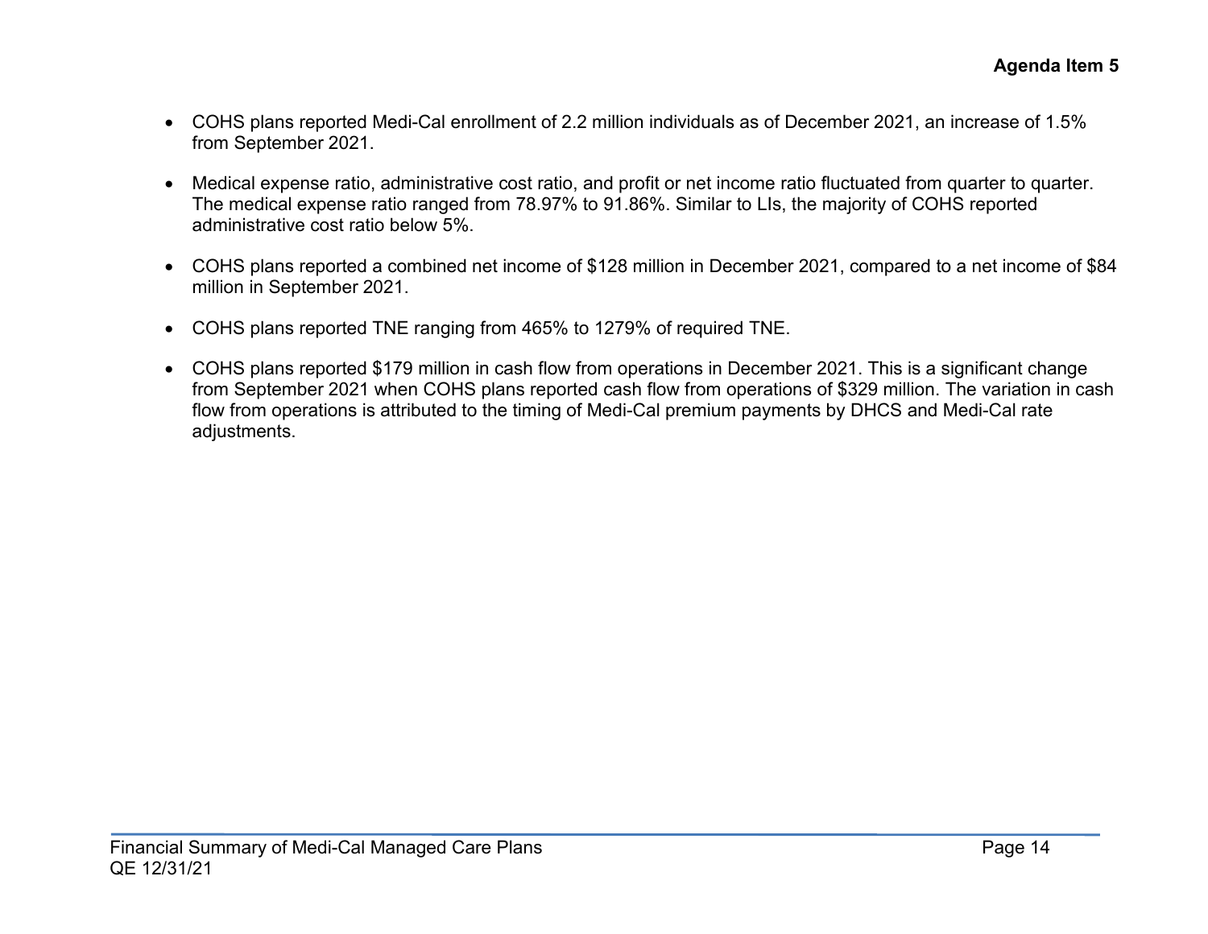- COHS plans reported Medi-Cal enrollment of 2.2 million individuals as of December 2021, an increase of 1.5% from September 2021.
- Medical expense ratio, administrative cost ratio, and profit or net income ratio fluctuated from quarter to quarter. The medical expense ratio ranged from 78.97% to 91.86%. Similar to LIs, the majority of COHS reported administrative cost ratio below 5%.
- COHS plans reported a combined net income of $128 million in December 2021, compared to a net income of $84 million in September 2021.
- COHS plans reported TNE ranging from 465% to 1279% of required TNE.
- COHS plans reported $179 million in cash flow from operations in December 2021. This is a significant change from September 2021 when COHS plans reported cash flow from operations of $329 million. The variation in cash flow from operations is attributed to the timing of Medi-Cal premium payments by DHCS and Medi-Cal rate adjustments.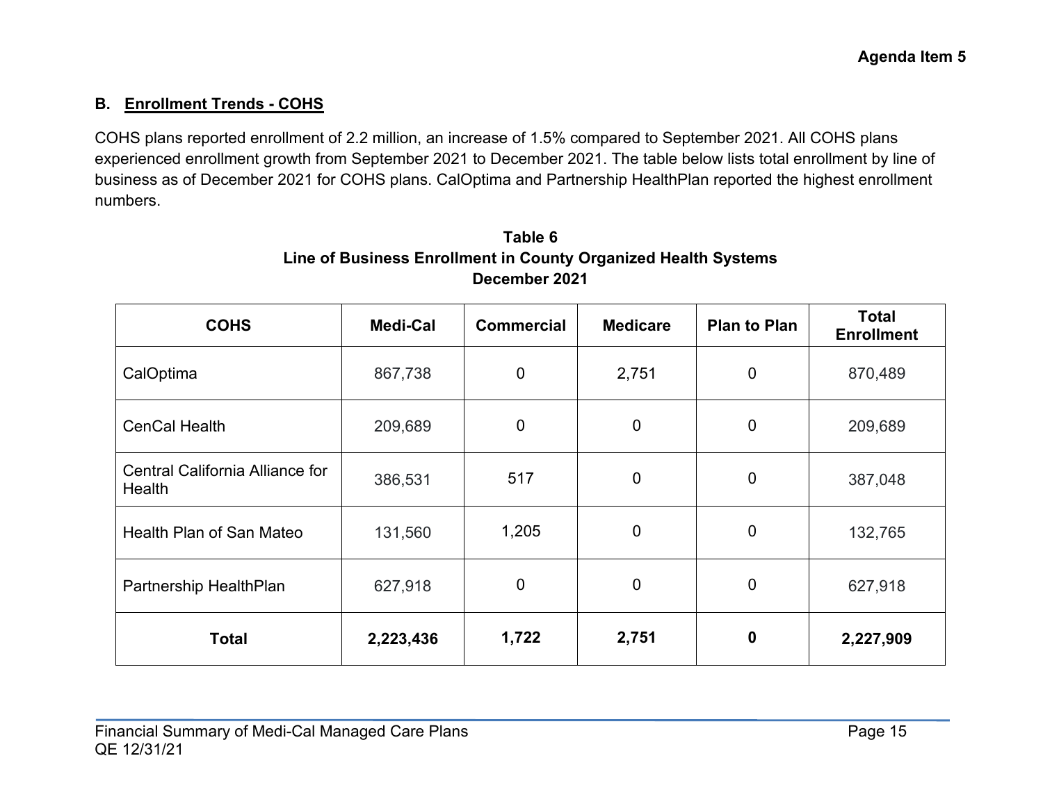## B. Enrollment Trends - COHS

COHS plans reported enrollment of 2.2 million, an increase of 1.5% compared to September 2021. All COHS plans experienced enrollment growth from September 2021 to December 2021. The table below lists total enrollment by line of business as of December 2021 for COHS plans. CalOptima and Partnership HealthPlan reported the highest enrollment numbers.

**Table 6**
**Line of Business Enrollment in County Organized Health Systems**
**December 2021**

| COHS | Medi-Cal | Commercial | Medicare | Plan to Plan | Total Enrollment |
|---|---|---|---|---|---|
| CalOptima | 867,738 | 0 | 2,751 | 0 | 870,489 |
| CenCal Health | 209,689 | 0 | 0 | 0 | 209,689 |
| Central California Alliance for Health | 386,531 | 517 | 0 | 0 | 387,048 |
| Health Plan of San Mateo | 131,560 | 1,205 | 0 | 0 | 132,765 |
| Partnership HealthPlan | 627,918 | 0 | 0 | 0 | 627,918 |
| **Total** | **2,223,436** | **1,722** | **2,751** | **0** | **2,227,909** |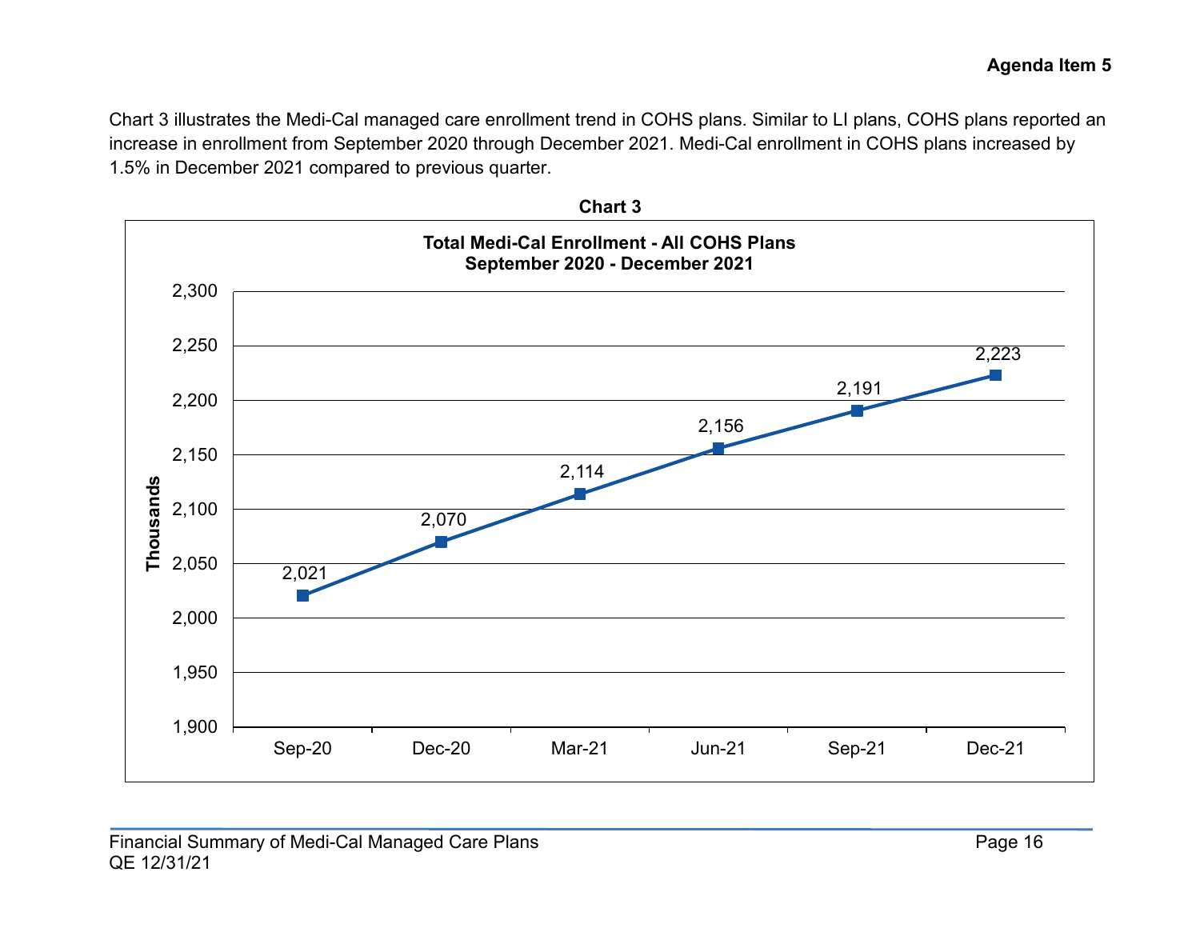**Agenda Item 5**

Chart 3 illustrates the Medi-Cal managed care enrollment trend in COHS plans. Similar to LI plans, COHS plans reported an increase in enrollment from September 2020 through December 2021. Medi-Cal enrollment in COHS plans increased by 1.5% in December 2021 compared to previous quarter.

**Chart 3**

**Total Medi-Cal Enrollment - All COHS Plans**
**September 2020 - December 2021**

| Month | Enrollment (Thousands) |
|---|---|
| Sep-20 | 2,021 |
| Dec-20 | 2,070 |
| Mar-21 | 2,114 |
| Jun-21 | 2,156 |
| Sep-21 | 2,191 |
| Dec-21 | 2,223 |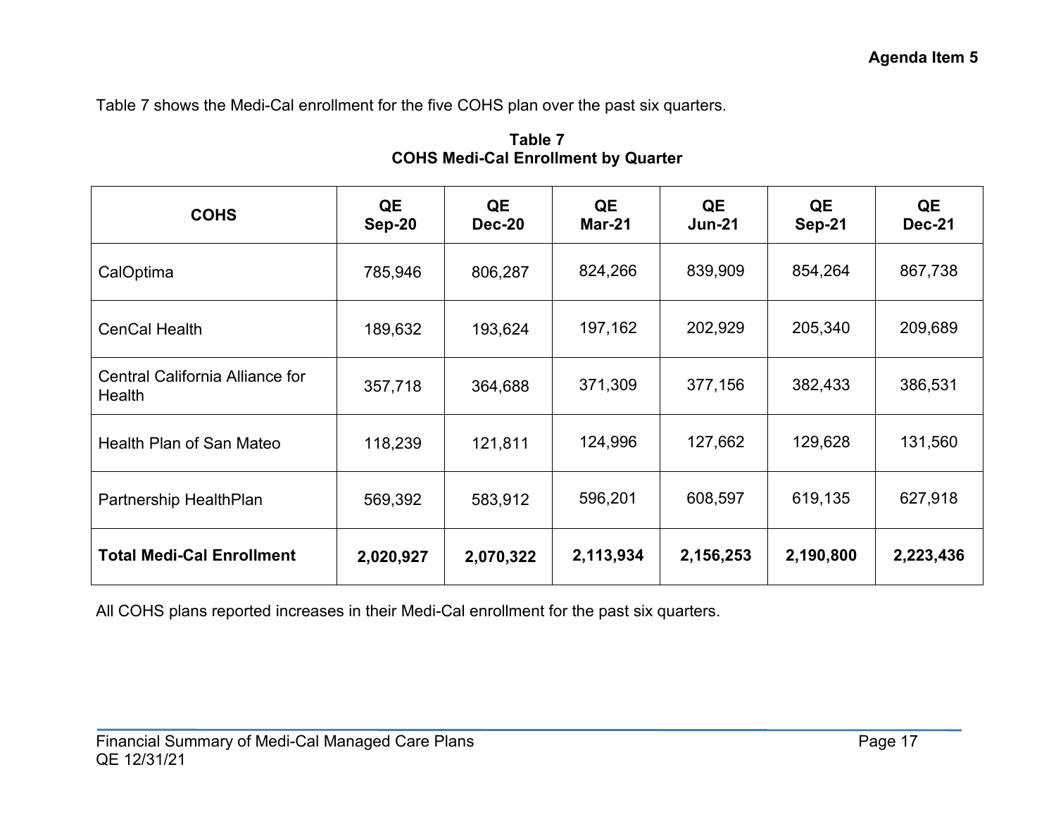Table 7 shows the Medi-Cal enrollment for the five COHS plan over the past six quarters.

**Table 7**
**COHS Medi-Cal Enrollment by Quarter**

| COHS | QE Sep-20 | QE Dec-20 | QE Mar-21 | QE Jun-21 | QE Sep-21 | QE Dec-21 |
|---|---|---|---|---|---|---|
| CalOptima | 785,946 | 806,287 | 824,266 | 839,909 | 854,264 | 867,738 |
| CenCal Health | 189,632 | 193,624 | 197,162 | 202,929 | 205,340 | 209,689 |
| Central California Alliance for Health | 357,718 | 364,688 | 371,309 | 377,156 | 382,433 | 386,531 |
| Health Plan of San Mateo | 118,239 | 121,811 | 124,996 | 127,662 | 129,628 | 131,560 |
| Partnership HealthPlan | 569,392 | 583,912 | 596,201 | 608,597 | 619,135 | 627,918 |
| **Total Medi-Cal Enrollment** | **2,020,927** | **2,070,322** | **2,113,934** | **2,156,253** | **2,190,800** | **2,223,436** |

All COHS plans reported increases in their Medi-Cal enrollment for the past six quarters.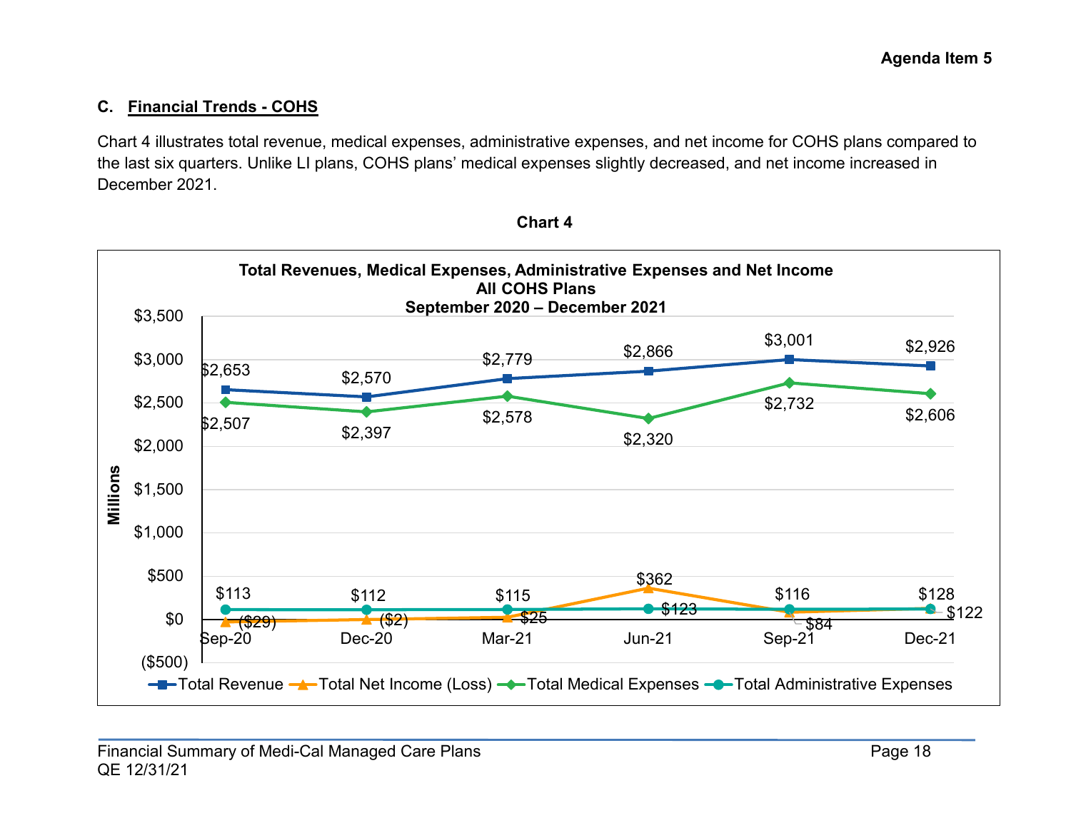### C. Financial Trends - COHS

Chart 4 illustrates total revenue, medical expenses, administrative expenses, and net income for COHS plans compared to the last six quarters. Unlike LI plans, COHS plans' medical expenses slightly decreased, and net income increased in December 2021.

**Chart 4**

**Total Revenues, Medical Expenses, Administrative Expenses and Net Income**
**All COHS Plans**
**September 2020 – December 2021**

(Millions)

| | Sep-20 | Dec-20 | Mar-21 | Jun-21 | Sep-21 | Dec-21 |
|---|---|---|---|---|---|---|
| Total Revenue | $2,653 | $2,570 | $2,779 | $2,866 | $3,001 | $2,926 |
| Total Net Income (Loss) | ($29) | ($2) | $25 | $362 | $84 | $122 |
| Total Medical Expenses | $2,507 | $2,397 | $2,578 | $2,320 | $2,732 | $2,606 |
| Total Administrative Expenses | $113 | $112 | $115 | $123 | $116 | $128 |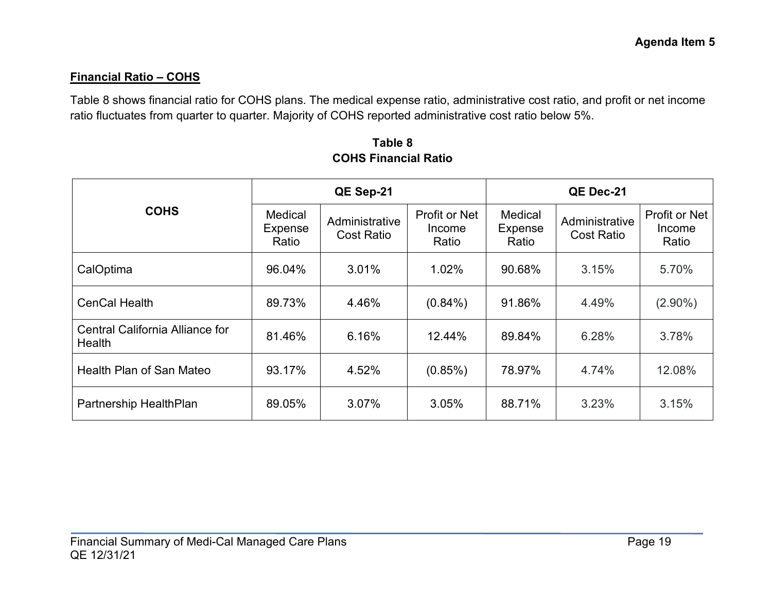Agenda Item 5

## Financial Ratio – COHS

Table 8 shows financial ratio for COHS plans. The medical expense ratio, administrative cost ratio, and profit or net income ratio fluctuates from quarter to quarter. Majority of COHS reported administrative cost ratio below 5%.

**Table 8**
**COHS Financial Ratio**

| COHS | QE Sep-21 | | | QE Dec-21 | | |
|---|---|---|---|---|---|---|
| | Medical Expense Ratio | Administrative Cost Ratio | Profit or Net Income Ratio | Medical Expense Ratio | Administrative Cost Ratio | Profit or Net Income Ratio |
| CalOptima | 96.04% | 3.01% | 1.02% | 90.68% | 3.15% | 5.70% |
| CenCal Health | 89.73% | 4.46% | (0.84%) | 91.86% | 4.49% | (2.90%) |
| Central California Alliance for Health | 81.46% | 6.16% | 12.44% | 89.84% | 6.28% | 3.78% |
| Health Plan of San Mateo | 93.17% | 4.52% | (0.85%) | 78.97% | 4.74% | 12.08% |
| Partnership HealthPlan | 89.05% | 3.07% | 3.05% | 88.71% | 3.23% | 3.15% |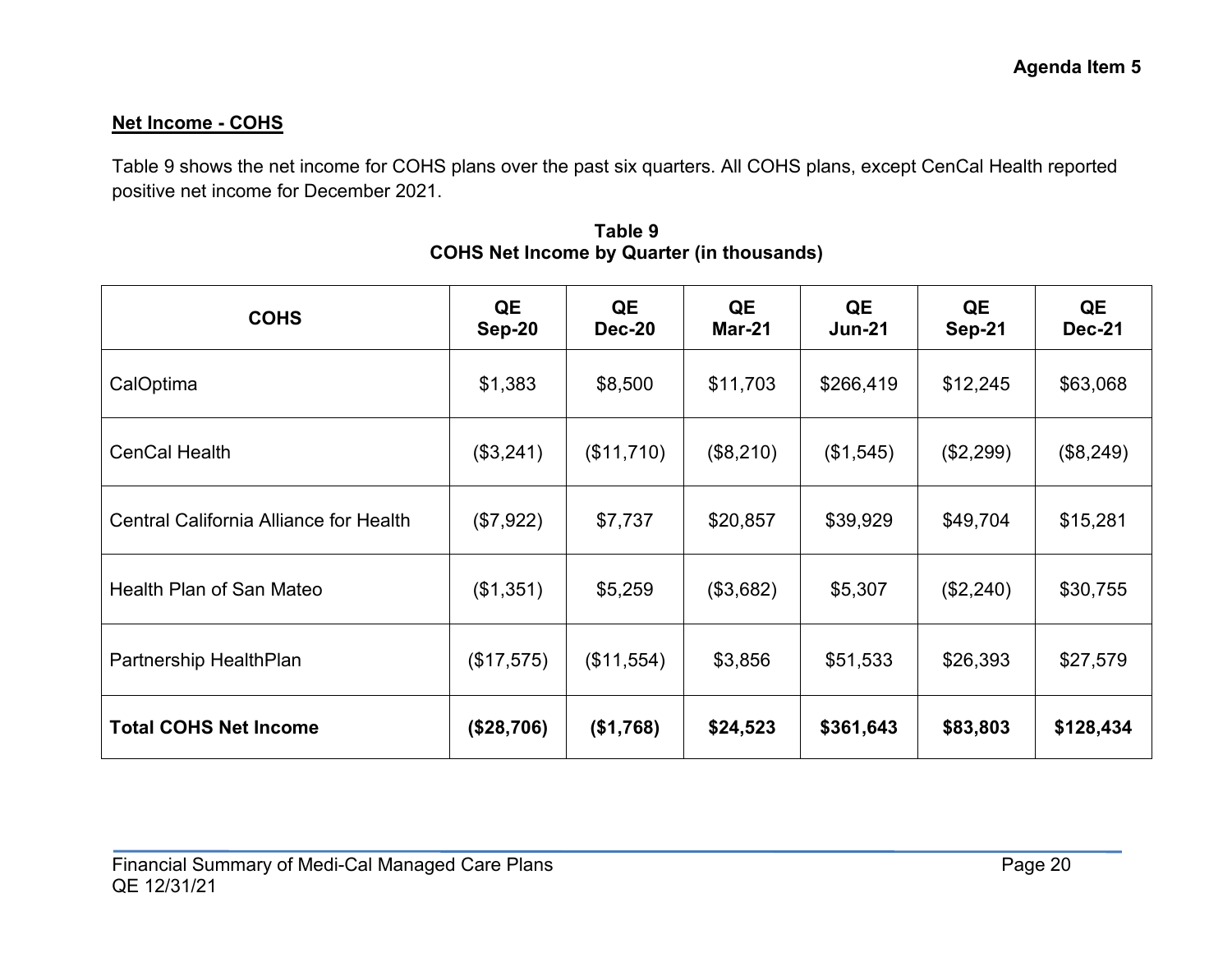## Net Income - COHS

Table 9 shows the net income for COHS plans over the past six quarters. All COHS plans, except CenCal Health reported positive net income for December 2021.

**Table 9**
**COHS Net Income by Quarter (in thousands)**

| COHS | QE Sep-20 | QE Dec-20 | QE Mar-21 | QE Jun-21 | QE Sep-21 | QE Dec-21 |
|---|---|---|---|---|---|---|
| CalOptima | $1,383 | $8,500 | $11,703 | $266,419 | $12,245 | $63,068 |
| CenCal Health | ($3,241) | ($11,710) | ($8,210) | ($1,545) | ($2,299) | ($8,249) |
| Central California Alliance for Health | ($7,922) | $7,737 | $20,857 | $39,929 | $49,704 | $15,281 |
| Health Plan of San Mateo | ($1,351) | $5,259 | ($3,682) | $5,307 | ($2,240) | $30,755 |
| Partnership HealthPlan | ($17,575) | ($11,554) | $3,856 | $51,533 | $26,393 | $27,579 |
| **Total COHS Net Income** | **($28,706)** | **($1,768)** | **$24,523** | **$361,643** | **$83,803** | **$128,434** |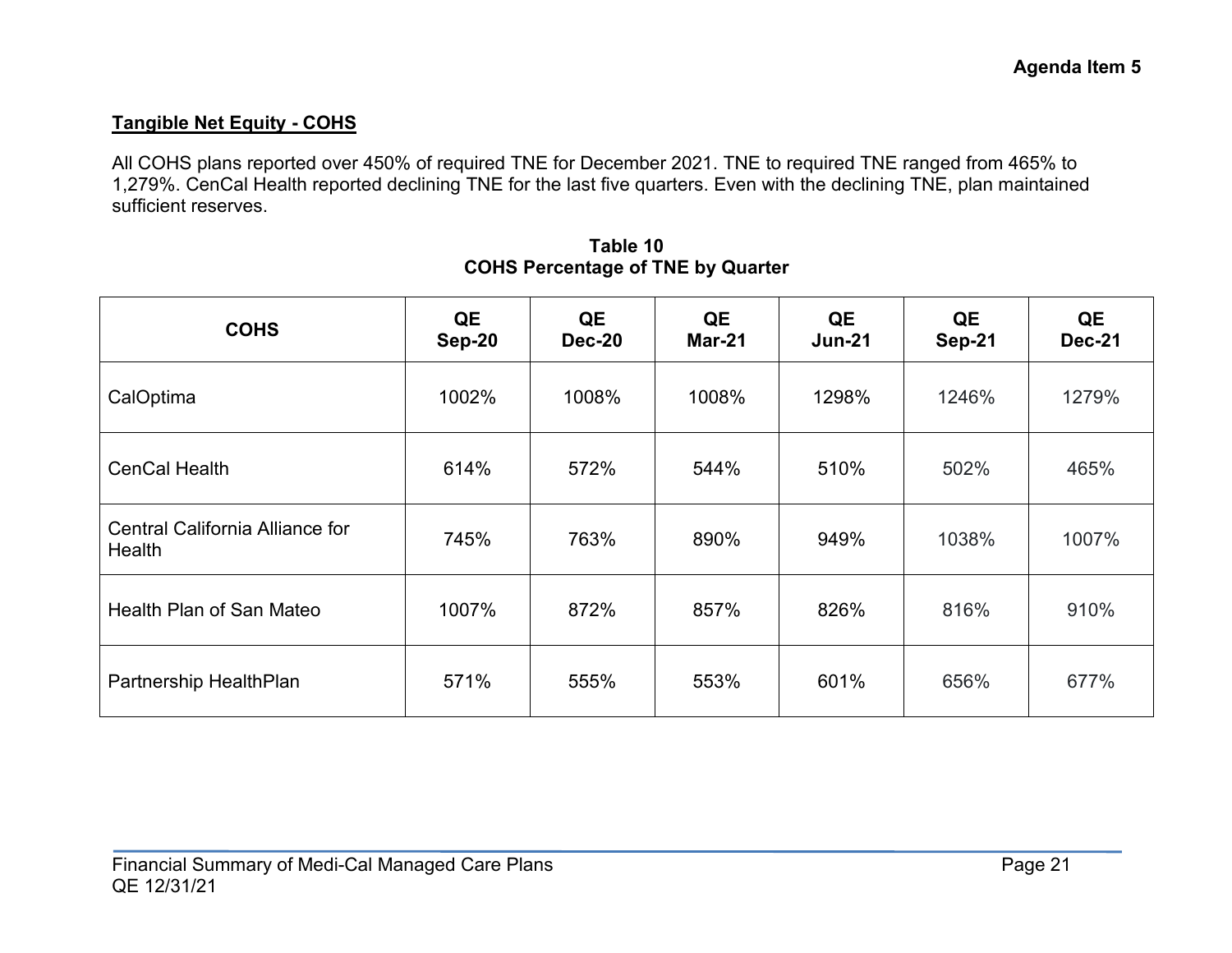Agenda Item 5

**Tangible Net Equity - COHS**

All COHS plans reported over 450% of required TNE for December 2021. TNE to required TNE ranged from 465% to 1,279%. CenCal Health reported declining TNE for the last five quarters. Even with the declining TNE, plan maintained sufficient reserves.

**Table 10**
**COHS Percentage of TNE by Quarter**

| COHS | QE Sep-20 | QE Dec-20 | QE Mar-21 | QE Jun-21 | QE Sep-21 | QE Dec-21 |
|---|---|---|---|---|---|---|
| CalOptima | 1002% | 1008% | 1008% | 1298% | 1246% | 1279% |
| CenCal Health | 614% | 572% | 544% | 510% | 502% | 465% |
| Central California Alliance for Health | 745% | 763% | 890% | 949% | 1038% | 1007% |
| Health Plan of San Mateo | 1007% | 872% | 857% | 826% | 816% | 910% |
| Partnership HealthPlan | 571% | 555% | 553% | 601% | 656% | 677% |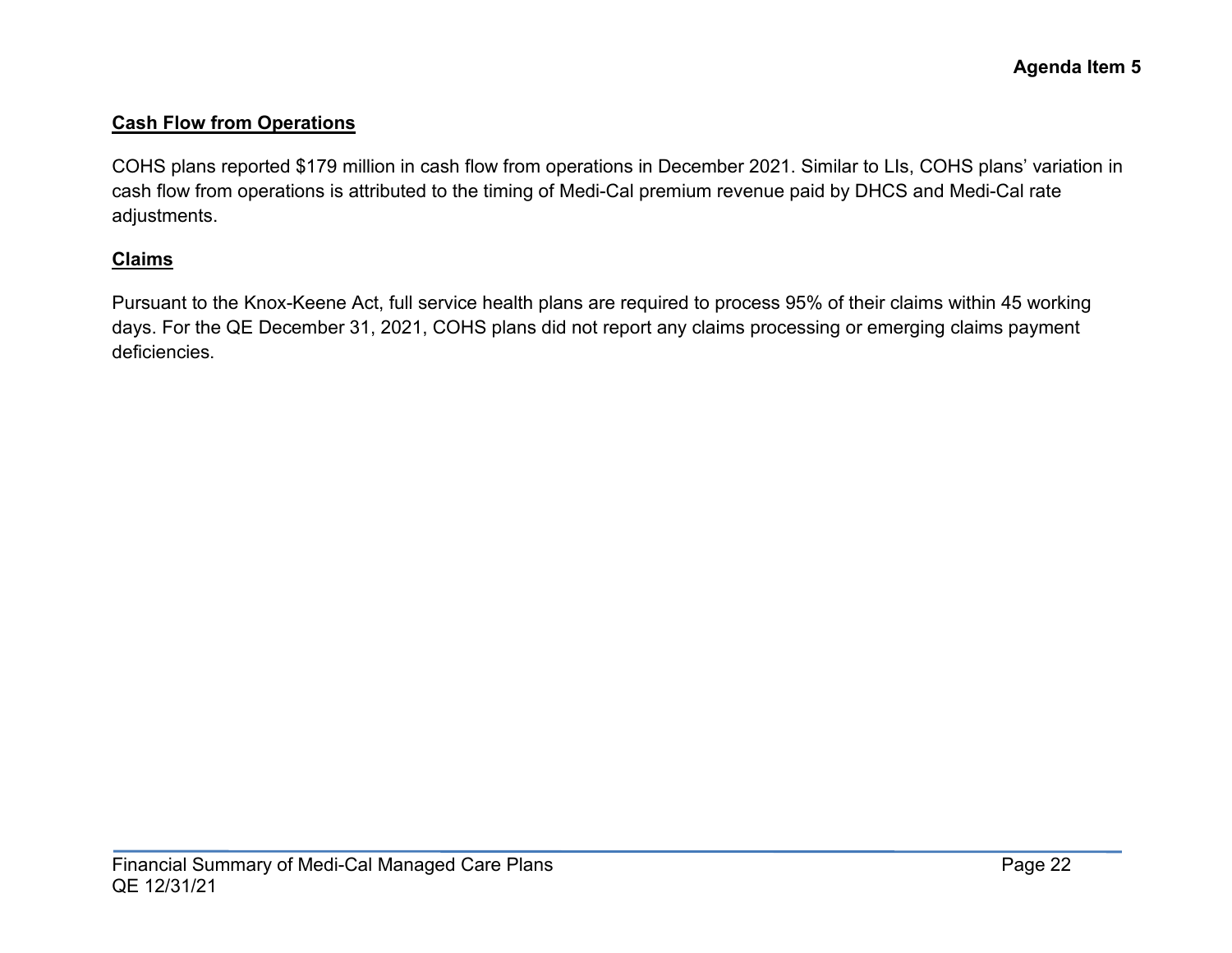## Cash Flow from Operations

COHS plans reported $179 million in cash flow from operations in December 2021. Similar to LIs, COHS plans' variation in cash flow from operations is attributed to the timing of Medi-Cal premium revenue paid by DHCS and Medi-Cal rate adjustments.

## Claims

Pursuant to the Knox-Keene Act, full service health plans are required to process 95% of their claims within 45 working days. For the QE December 31, 2021, COHS plans did not report any claims processing or emerging claims payment deficiencies.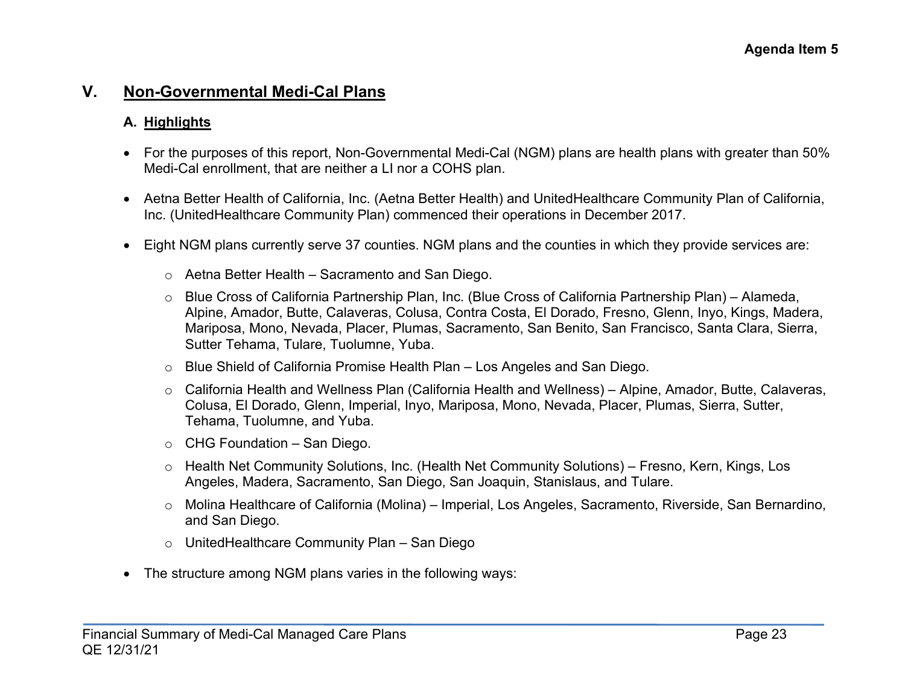## V. Non-Governmental Medi-Cal Plans

### A. Highlights

- For the purposes of this report, Non-Governmental Medi-Cal (NGM) plans are health plans with greater than 50% Medi-Cal enrollment, that are neither a LI nor a COHS plan.
- Aetna Better Health of California, Inc. (Aetna Better Health) and UnitedHealthcare Community Plan of California, Inc. (UnitedHealthcare Community Plan) commenced their operations in December 2017.
- Eight NGM plans currently serve 37 counties. NGM plans and the counties in which they provide services are:
  - Aetna Better Health – Sacramento and San Diego.
  - Blue Cross of California Partnership Plan, Inc. (Blue Cross of California Partnership Plan) – Alameda, Alpine, Amador, Butte, Calaveras, Colusa, Contra Costa, El Dorado, Fresno, Glenn, Inyo, Kings, Madera, Mariposa, Mono, Nevada, Placer, Plumas, Sacramento, San Benito, San Francisco, Santa Clara, Sierra, Sutter Tehama, Tulare, Tuolumne, Yuba.
  - Blue Shield of California Promise Health Plan – Los Angeles and San Diego.
  - California Health and Wellness Plan (California Health and Wellness) – Alpine, Amador, Butte, Calaveras, Colusa, El Dorado, Glenn, Imperial, Inyo, Mariposa, Mono, Nevada, Placer, Plumas, Sierra, Sutter, Tehama, Tuolumne, and Yuba.
  - CHG Foundation – San Diego.
  - Health Net Community Solutions, Inc. (Health Net Community Solutions) – Fresno, Kern, Kings, Los Angeles, Madera, Sacramento, San Diego, San Joaquin, Stanislaus, and Tulare.
  - Molina Healthcare of California (Molina) – Imperial, Los Angeles, Sacramento, Riverside, San Bernardino, and San Diego.
  - UnitedHealthcare Community Plan – San Diego
- The structure among NGM plans varies in the following ways: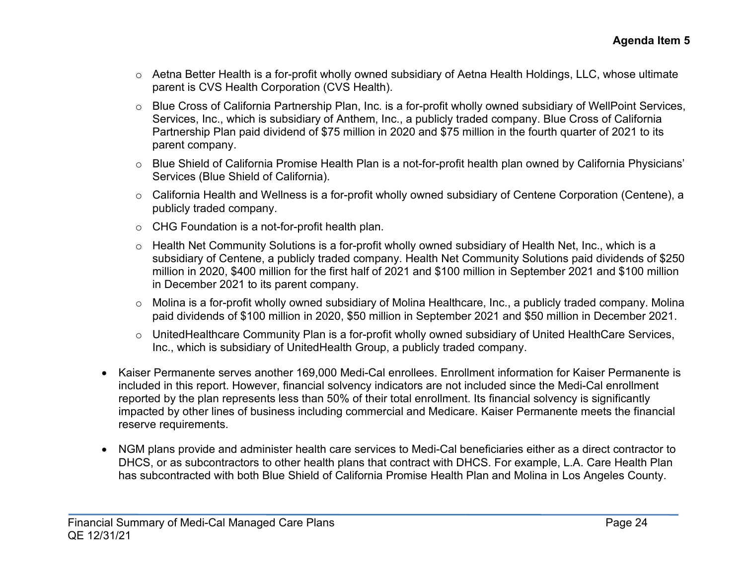- Aetna Better Health is a for-profit wholly owned subsidiary of Aetna Health Holdings, LLC, whose ultimate parent is CVS Health Corporation (CVS Health).
- Blue Cross of California Partnership Plan, Inc. is a for-profit wholly owned subsidiary of WellPoint Services, Services, Inc., which is subsidiary of Anthem, Inc., a publicly traded company. Blue Cross of California Partnership Plan paid dividend of $75 million in 2020 and $75 million in the fourth quarter of 2021 to its parent company.
- Blue Shield of California Promise Health Plan is a not-for-profit health plan owned by California Physicians' Services (Blue Shield of California).
- California Health and Wellness is a for-profit wholly owned subsidiary of Centene Corporation (Centene), a publicly traded company.
- CHG Foundation is a not-for-profit health plan.
- Health Net Community Solutions is a for-profit wholly owned subsidiary of Health Net, Inc., which is a subsidiary of Centene, a publicly traded company. Health Net Community Solutions paid dividends of $250 million in 2020, $400 million for the first half of 2021 and $100 million in September 2021 and $100 million in December 2021 to its parent company.
- Molina is a for-profit wholly owned subsidiary of Molina Healthcare, Inc., a publicly traded company. Molina paid dividends of $100 million in 2020, $50 million in September 2021 and $50 million in December 2021.
- UnitedHealthcare Community Plan is a for-profit wholly owned subsidiary of United HealthCare Services, Inc., which is subsidiary of UnitedHealth Group, a publicly traded company.

- Kaiser Permanente serves another 169,000 Medi-Cal enrollees. Enrollment information for Kaiser Permanente is included in this report. However, financial solvency indicators are not included since the Medi-Cal enrollment reported by the plan represents less than 50% of their total enrollment. Its financial solvency is significantly impacted by other lines of business including commercial and Medicare. Kaiser Permanente meets the financial reserve requirements.

- NGM plans provide and administer health care services to Medi-Cal beneficiaries either as a direct contractor to DHCS, or as subcontractors to other health plans that contract with DHCS. For example, L.A. Care Health Plan has subcontracted with both Blue Shield of California Promise Health Plan and Molina in Los Angeles County.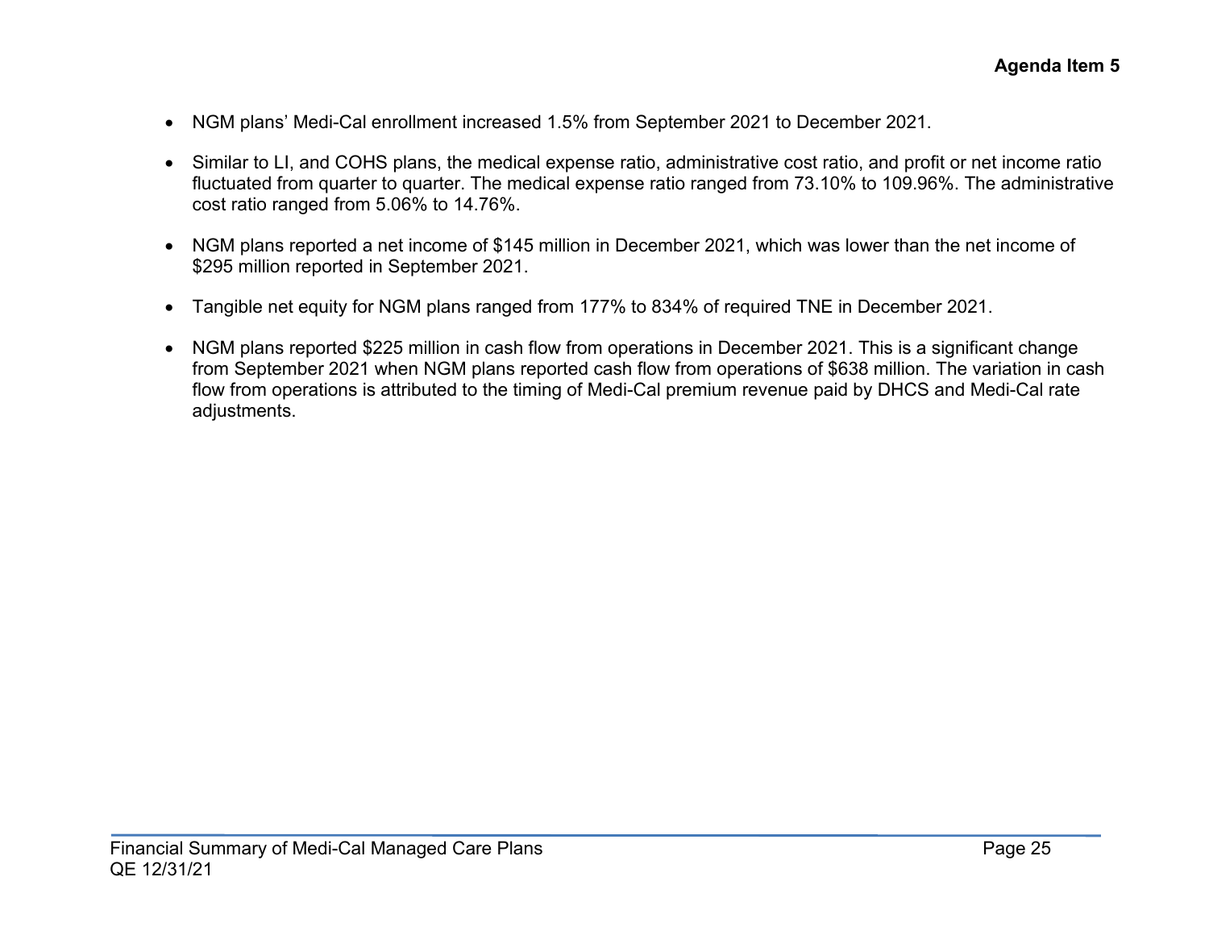- NGM plans' Medi-Cal enrollment increased 1.5% from September 2021 to December 2021.

- Similar to LI, and COHS plans, the medical expense ratio, administrative cost ratio, and profit or net income ratio fluctuated from quarter to quarter. The medical expense ratio ranged from 73.10% to 109.96%. The administrative cost ratio ranged from 5.06% to 14.76%.

- NGM plans reported a net income of $145 million in December 2021, which was lower than the net income of $295 million reported in September 2021.

- Tangible net equity for NGM plans ranged from 177% to 834% of required TNE in December 2021.

- NGM plans reported $225 million in cash flow from operations in December 2021. This is a significant change from September 2021 when NGM plans reported cash flow from operations of $638 million. The variation in cash flow from operations is attributed to the timing of Medi-Cal premium revenue paid by DHCS and Medi-Cal rate adjustments.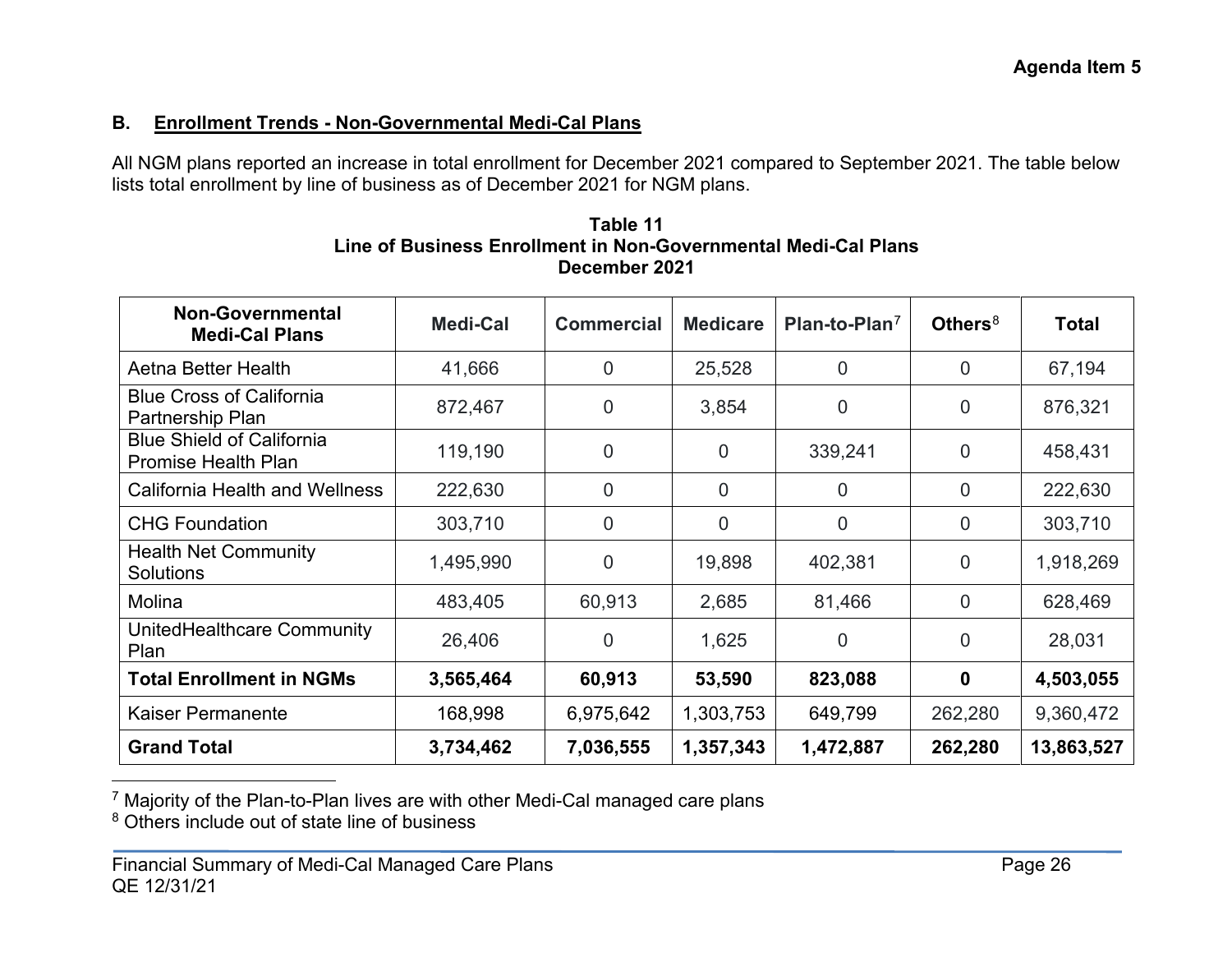Agenda Item 5

## B. Enrollment Trends - Non-Governmental Medi-Cal Plans

All NGM plans reported an increase in total enrollment for December 2021 compared to September 2021. The table below lists total enrollment by line of business as of December 2021 for NGM plans.

**Table 11**
**Line of Business Enrollment in Non-Governmental Medi-Cal Plans**
**December 2021**

| Non-Governmental Medi-Cal Plans | Medi-Cal | Commercial | Medicare | Plan-to-Plan[7] | Others[8] | Total |
|---|---|---|---|---|---|---|
| Aetna Better Health | 41,666 | 0 | 25,528 | 0 | 0 | 67,194 |
| Blue Cross of California Partnership Plan | 872,467 | 0 | 3,854 | 0 | 0 | 876,321 |
| Blue Shield of California Promise Health Plan | 119,190 | 0 | 0 | 339,241 | 0 | 458,431 |
| California Health and Wellness | 222,630 | 0 | 0 | 0 | 0 | 222,630 |
| CHG Foundation | 303,710 | 0 | 0 | 0 | 0 | 303,710 |
| Health Net Community Solutions | 1,495,990 | 0 | 19,898 | 402,381 | 0 | 1,918,269 |
| Molina | 483,405 | 60,913 | 2,685 | 81,466 | 0 | 628,469 |
| UnitedHealthcare Community Plan | 26,406 | 0 | 1,625 | 0 | 0 | 28,031 |
| **Total Enrollment in NGMs** | **3,565,464** | **60,913** | **53,590** | **823,088** | **0** | **4,503,055** |
| Kaiser Permanente | 168,998 | 6,975,642 | 1,303,753 | 649,799 | 262,280 | 9,360,472 |
| **Grand Total** | **3,734,462** | **7,036,555** | **1,357,343** | **1,472,887** | **262,280** | **13,863,527** |

[7] Majority of the Plan-to-Plan lives are with other Medi-Cal managed care plans
[8] Others include out of state line of business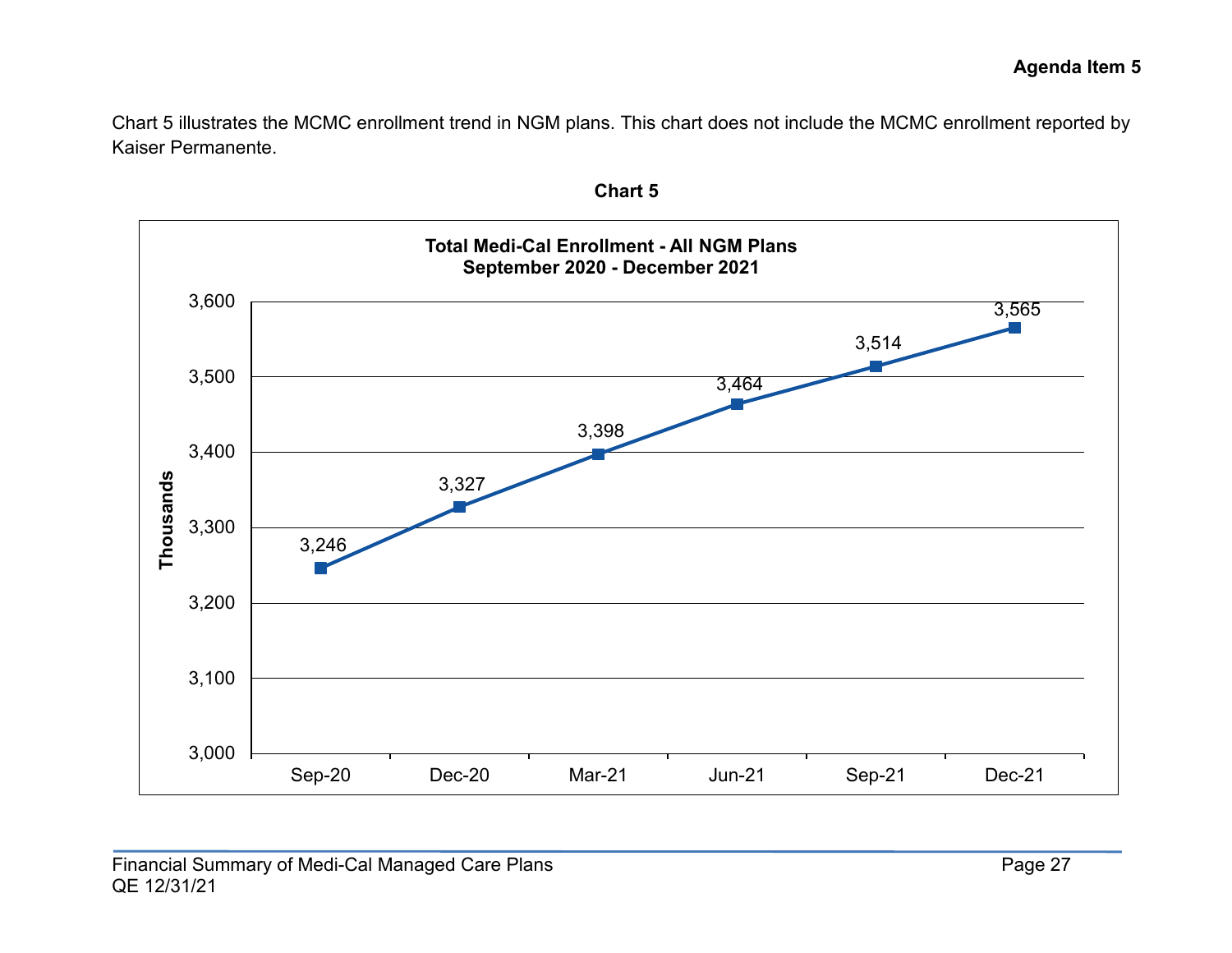Agenda Item 5

Chart 5 illustrates the MCMC enrollment trend in NGM plans. This chart does not include the MCMC enrollment reported by Kaiser Permanente.

**Chart 5**

**Total Medi-Cal Enrollment - All NGM Plans**
**September 2020 - December 2021**

| | Sep-20 | Dec-20 | Mar-21 | Jun-21 | Sep-21 | Dec-21 |
|---|---|---|---|---|---|---|
| Thousands | 3,246 | 3,327 | 3,398 | 3,464 | 3,514 | 3,565 |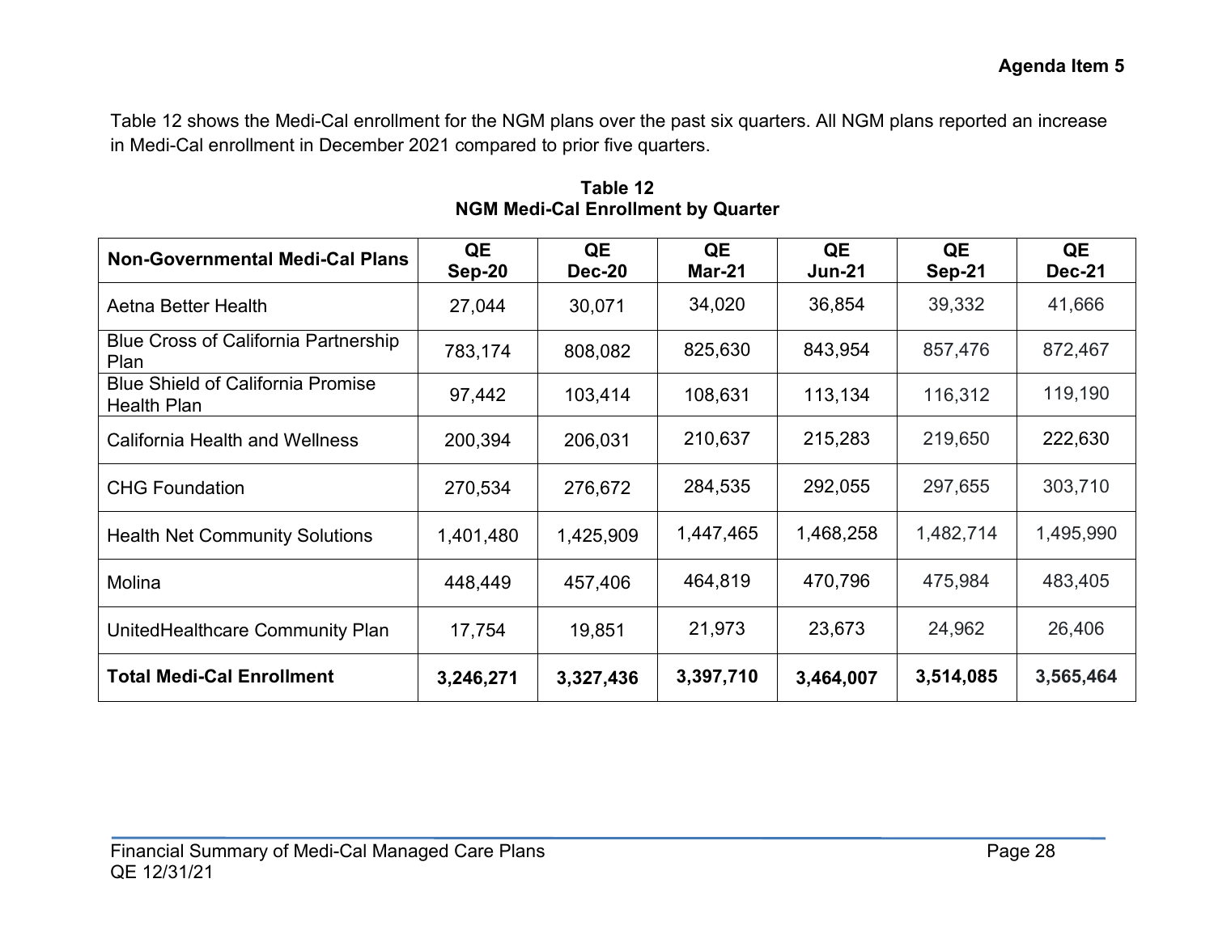Agenda Item 5

Table 12 shows the Medi-Cal enrollment for the NGM plans over the past six quarters. All NGM plans reported an increase in Medi-Cal enrollment in December 2021 compared to prior five quarters.

**Table 12**
**NGM Medi-Cal Enrollment by Quarter**

| Non-Governmental Medi-Cal Plans | QE Sep-20 | QE Dec-20 | QE Mar-21 | QE Jun-21 | QE Sep-21 | QE Dec-21 |
|---|---|---|---|---|---|---|
| Aetna Better Health | 27,044 | 30,071 | 34,020 | 36,854 | 39,332 | 41,666 |
| Blue Cross of California Partnership Plan | 783,174 | 808,082 | 825,630 | 843,954 | 857,476 | 872,467 |
| Blue Shield of California Promise Health Plan | 97,442 | 103,414 | 108,631 | 113,134 | 116,312 | 119,190 |
| California Health and Wellness | 200,394 | 206,031 | 210,637 | 215,283 | 219,650 | 222,630 |
| CHG Foundation | 270,534 | 276,672 | 284,535 | 292,055 | 297,655 | 303,710 |
| Health Net Community Solutions | 1,401,480 | 1,425,909 | 1,447,465 | 1,468,258 | 1,482,714 | 1,495,990 |
| Molina | 448,449 | 457,406 | 464,819 | 470,796 | 475,984 | 483,405 |
| UnitedHealthcare Community Plan | 17,754 | 19,851 | 21,973 | 23,673 | 24,962 | 26,406 |
| **Total Medi-Cal Enrollment** | **3,246,271** | **3,327,436** | **3,397,710** | **3,464,007** | **3,514,085** | **3,565,464** |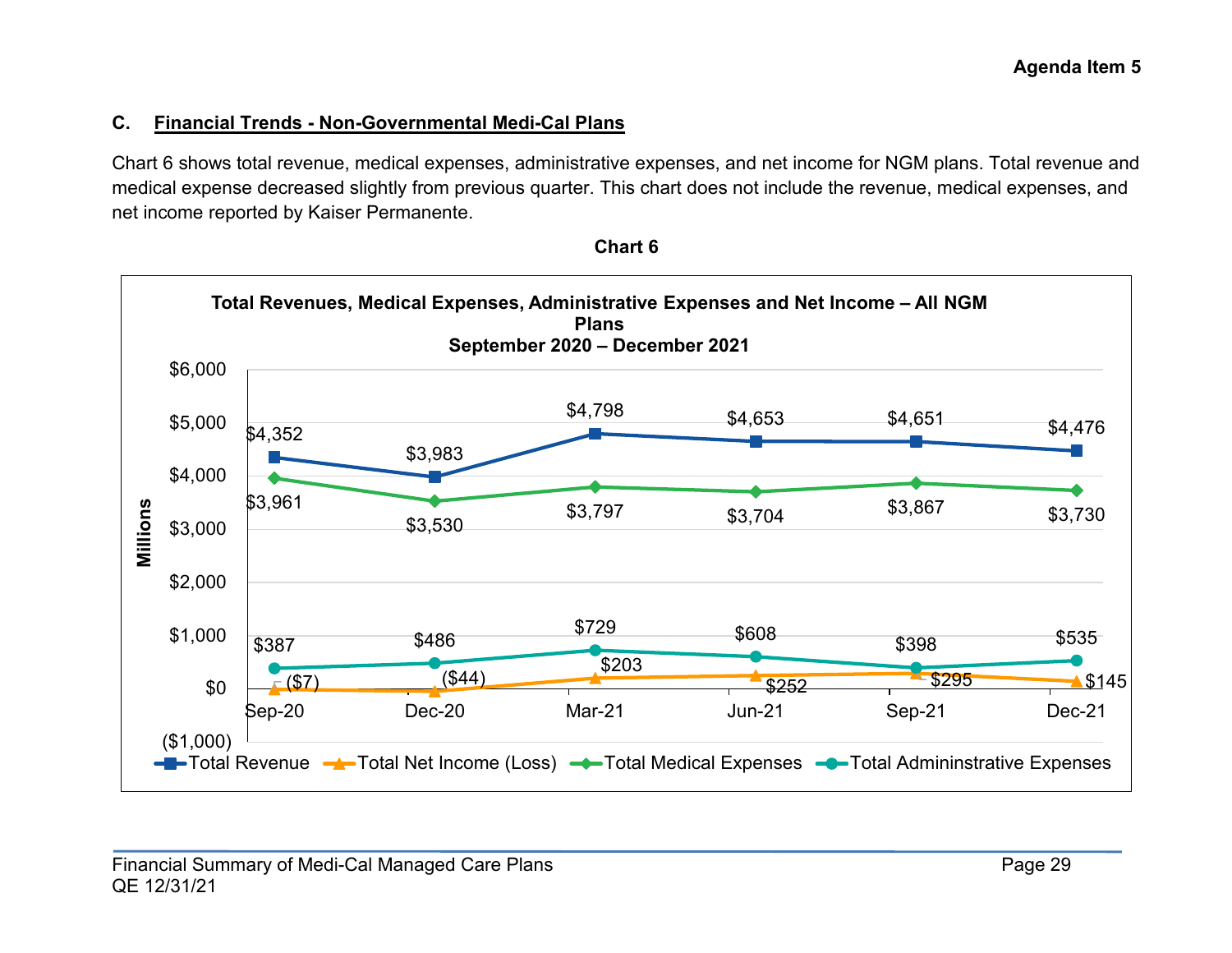Agenda Item 5

### C. Financial Trends - Non-Governmental Medi-Cal Plans

Chart 6 shows total revenue, medical expenses, administrative expenses, and net income for NGM plans. Total revenue and medical expense decreased slightly from previous quarter. This chart does not include the revenue, medical expenses, and net income reported by Kaiser Permanente.

**Chart 6**

**Total Revenues, Medical Expenses, Administrative Expenses and Net Income – All NGM Plans**
**September 2020 – December 2021**

(Millions)

| | Sep-20 | Dec-20 | Mar-21 | Jun-21 | Sep-21 | Dec-21 |
|---|---|---|---|---|---|---|
| Total Revenue | $4,352 | $3,983 | $4,798 | $4,653 | $4,651 | $4,476 |
| Total Net Income (Loss) | ($7) | ($44) | $203 | $252 | $295 | $145 |
| Total Medical Expenses | $3,961 | $3,530 | $3,797 | $3,704 | $3,867 | $3,730 |
| Total Admininstrative Expenses | $387 | $486 | $729 | $608 | $398 | $535 |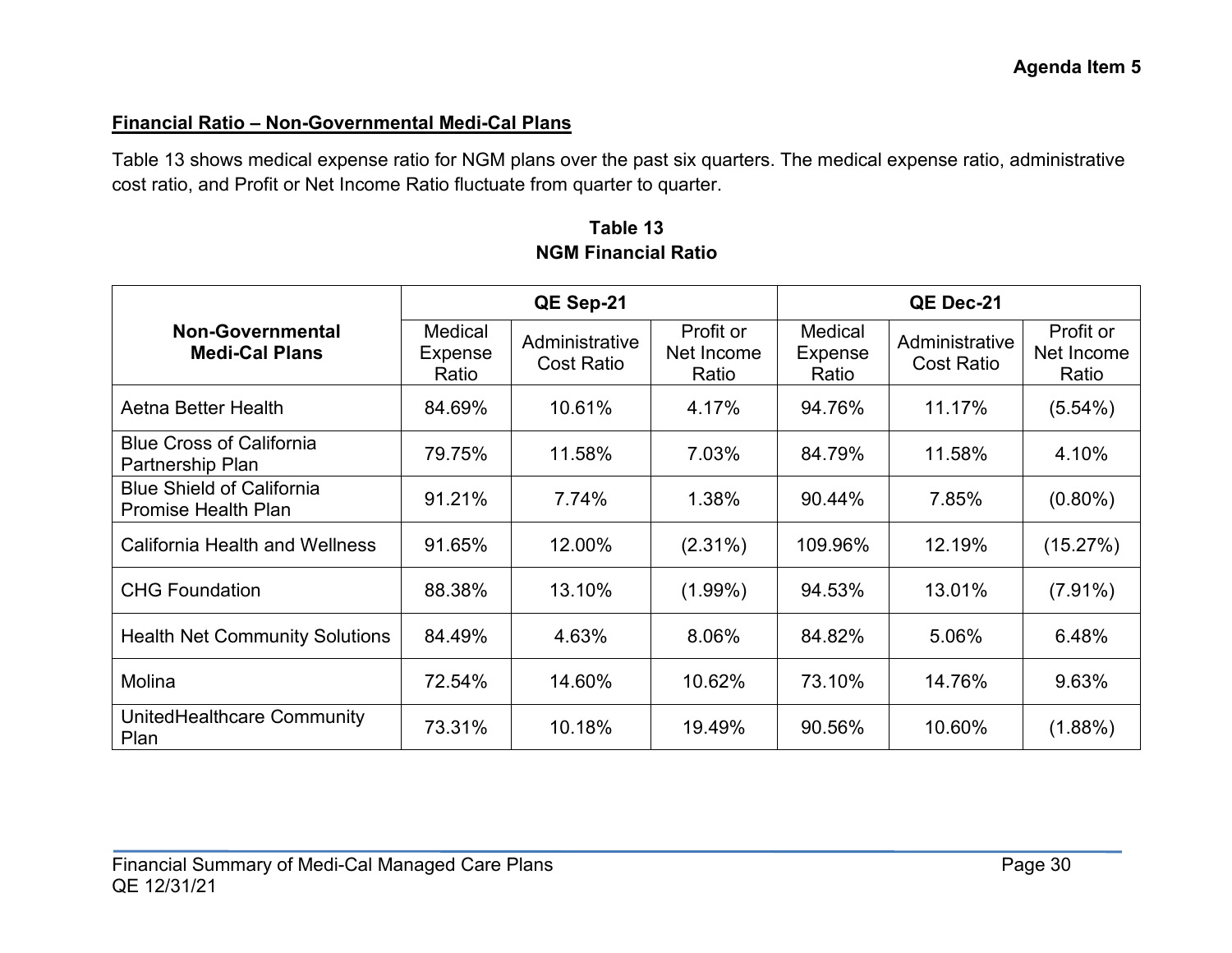Agenda Item 5

**Financial Ratio – Non-Governmental Medi-Cal Plans**

Table 13 shows medical expense ratio for NGM plans over the past six quarters. The medical expense ratio, administrative cost ratio, and Profit or Net Income Ratio fluctuate from quarter to quarter.

**Table 13**
**NGM Financial Ratio**

| Non-Governmental Medi-Cal Plans | QE Sep-21 | | | QE Dec-21 | | |
|---|---|---|---|---|---|---|
| | Medical Expense Ratio | Administrative Cost Ratio | Profit or Net Income Ratio | Medical Expense Ratio | Administrative Cost Ratio | Profit or Net Income Ratio |
| Aetna Better Health | 84.69% | 10.61% | 4.17% | 94.76% | 11.17% | (5.54%) |
| Blue Cross of California Partnership Plan | 79.75% | 11.58% | 7.03% | 84.79% | 11.58% | 4.10% |
| Blue Shield of California Promise Health Plan | 91.21% | 7.74% | 1.38% | 90.44% | 7.85% | (0.80%) |
| California Health and Wellness | 91.65% | 12.00% | (2.31%) | 109.96% | 12.19% | (15.27%) |
| CHG Foundation | 88.38% | 13.10% | (1.99%) | 94.53% | 13.01% | (7.91%) |
| Health Net Community Solutions | 84.49% | 4.63% | 8.06% | 84.82% | 5.06% | 6.48% |
| Molina | 72.54% | 14.60% | 10.62% | 73.10% | 14.76% | 9.63% |
| UnitedHealthcare Community Plan | 73.31% | 10.18% | 19.49% | 90.56% | 10.60% | (1.88%) |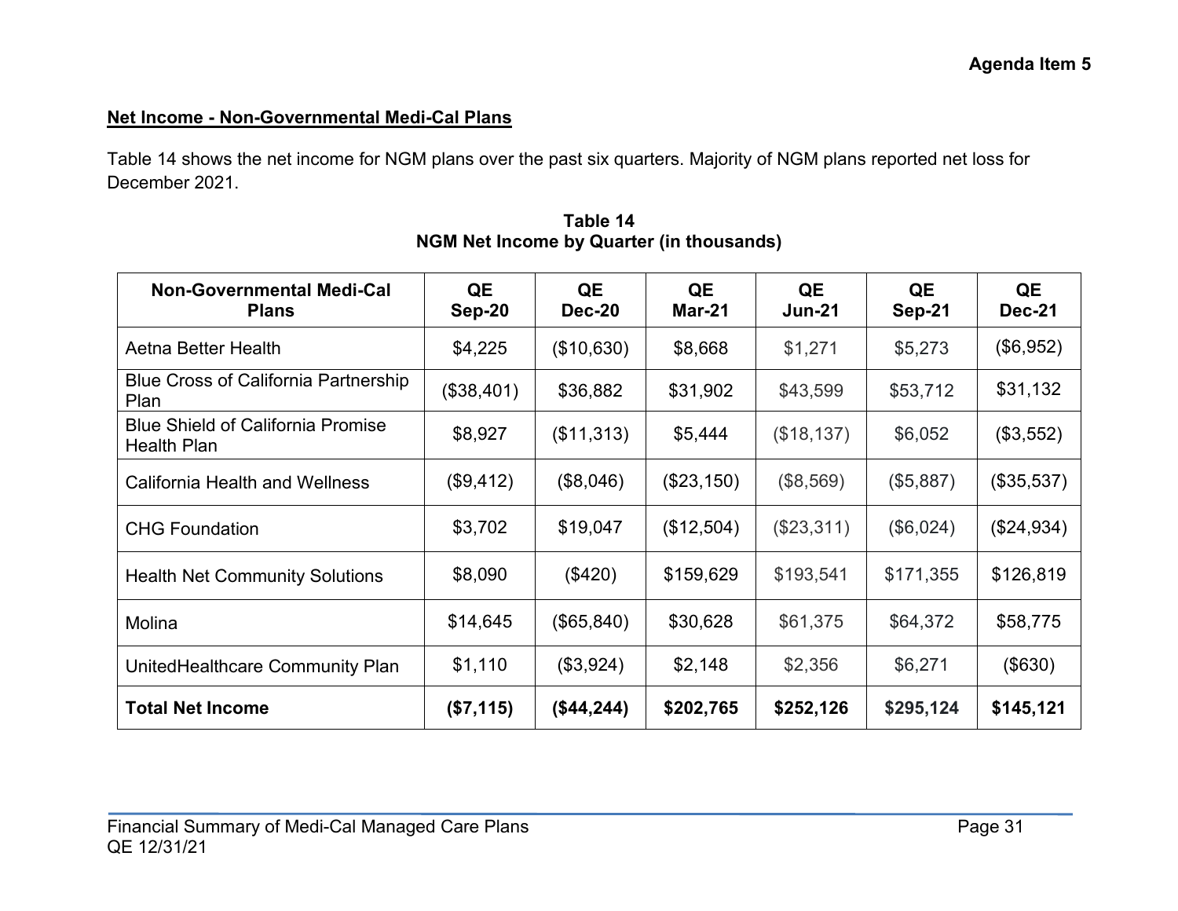**Net Income - Non-Governmental Medi-Cal Plans**

Table 14 shows the net income for NGM plans over the past six quarters. Majority of NGM plans reported net loss for December 2021.

**Table 14**
**NGM Net Income by Quarter (in thousands)**

| Non-Governmental Medi-Cal Plans | QE Sep-20 | QE Dec-20 | QE Mar-21 | QE Jun-21 | QE Sep-21 | QE Dec-21 |
|---|---|---|---|---|---|---|
| Aetna Better Health | $4,225 | ($10,630) | $8,668 | $1,271 | $5,273 | ($6,952) |
| Blue Cross of California Partnership Plan | ($38,401) | $36,882 | $31,902 | $43,599 | $53,712 | $31,132 |
| Blue Shield of California Promise Health Plan | $8,927 | ($11,313) | $5,444 | ($18,137) | $6,052 | ($3,552) |
| California Health and Wellness | ($9,412) | ($8,046) | ($23,150) | ($8,569) | ($5,887) | ($35,537) |
| CHG Foundation | $3,702 | $19,047 | ($12,504) | ($23,311) | ($6,024) | ($24,934) |
| Health Net Community Solutions | $8,090 | ($420) | $159,629 | $193,541 | $171,355 | $126,819 |
| Molina | $14,645 | ($65,840) | $30,628 | $61,375 | $64,372 | $58,775 |
| UnitedHealthcare Community Plan | $1,110 | ($3,924) | $2,148 | $2,356 | $6,271 | ($630) |
| **Total Net Income** | **($7,115)** | **($44,244)** | **$202,765** | **$252,126** | **$295,124** | **$145,121** |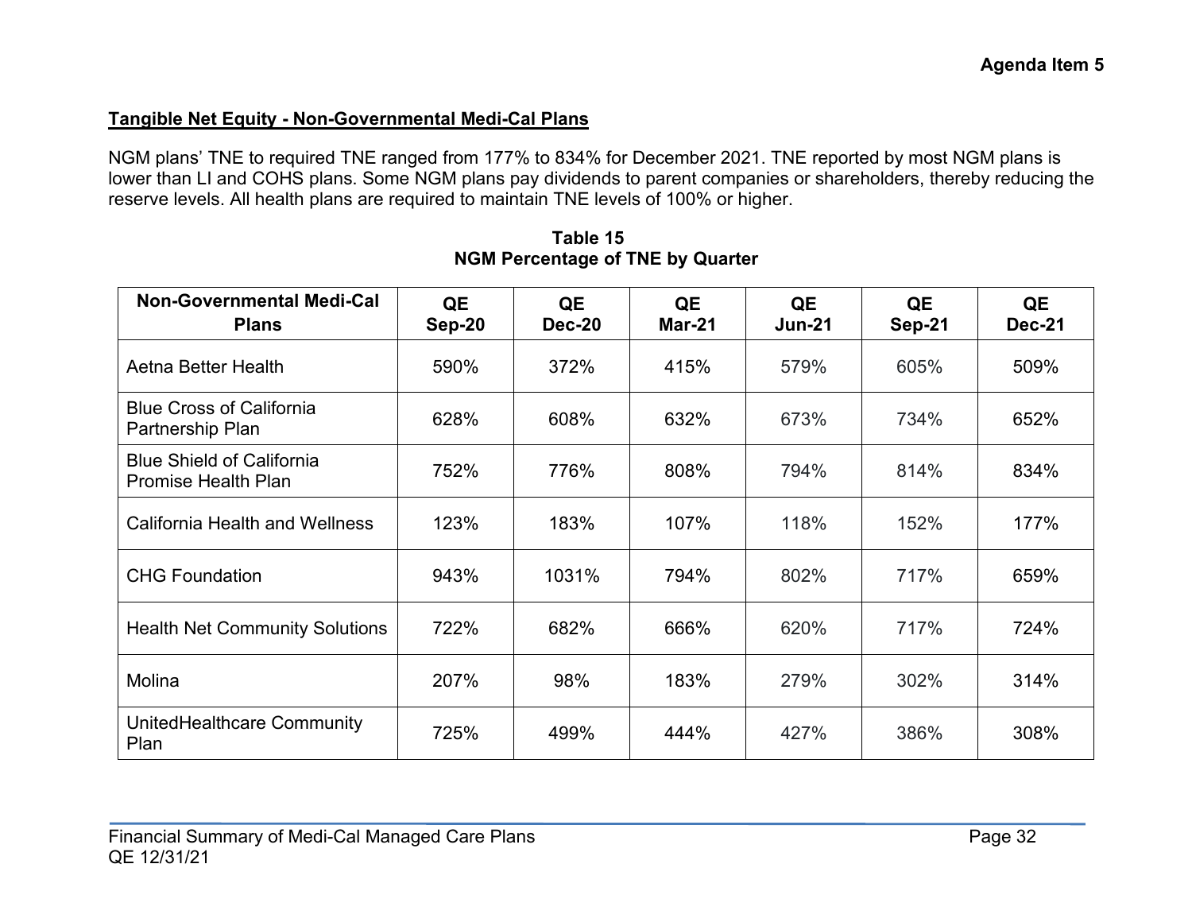## Tangible Net Equity - Non-Governmental Medi-Cal Plans

NGM plans' TNE to required TNE ranged from 177% to 834% for December 2021. TNE reported by most NGM plans is lower than LI and COHS plans. Some NGM plans pay dividends to parent companies or shareholders, thereby reducing the reserve levels. All health plans are required to maintain TNE levels of 100% or higher.

**Table 15**
**NGM Percentage of TNE by Quarter**

| Non-Governmental Medi-Cal Plans | QE Sep-20 | QE Dec-20 | QE Mar-21 | QE Jun-21 | QE Sep-21 | QE Dec-21 |
|---|---|---|---|---|---|---|
| Aetna Better Health | 590% | 372% | 415% | 579% | 605% | 509% |
| Blue Cross of California Partnership Plan | 628% | 608% | 632% | 673% | 734% | 652% |
| Blue Shield of California Promise Health Plan | 752% | 776% | 808% | 794% | 814% | 834% |
| California Health and Wellness | 123% | 183% | 107% | 118% | 152% | 177% |
| CHG Foundation | 943% | 1031% | 794% | 802% | 717% | 659% |
| Health Net Community Solutions | 722% | 682% | 666% | 620% | 717% | 724% |
| Molina | 207% | 98% | 183% | 279% | 302% | 314% |
| UnitedHealthcare Community Plan | 725% | 499% | 444% | 427% | 386% | 308% |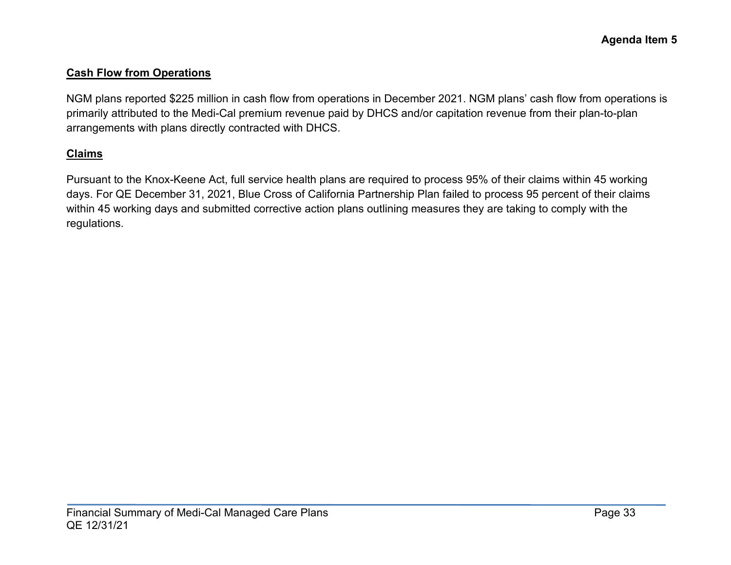**Cash Flow from Operations**

NGM plans reported $225 million in cash flow from operations in December 2021. NGM plans' cash flow from operations is primarily attributed to the Medi-Cal premium revenue paid by DHCS and/or capitation revenue from their plan-to-plan arrangements with plans directly contracted with DHCS.

**Claims**

Pursuant to the Knox-Keene Act, full service health plans are required to process 95% of their claims within 45 working days. For QE December 31, 2021, Blue Cross of California Partnership Plan failed to process 95 percent of their claims within 45 working days and submitted corrective action plans outlining measures they are taking to comply with the regulations.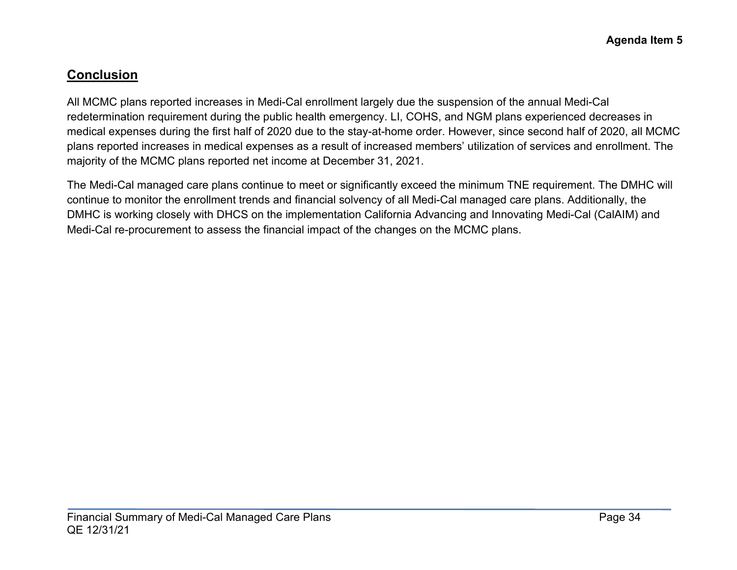## Conclusion

All MCMC plans reported increases in Medi-Cal enrollment largely due the suspension of the annual Medi-Cal redetermination requirement during the public health emergency. LI, COHS, and NGM plans experienced decreases in medical expenses during the first half of 2020 due to the stay-at-home order. However, since second half of 2020, all MCMC plans reported increases in medical expenses as a result of increased members' utilization of services and enrollment. The majority of the MCMC plans reported net income at December 31, 2021.

The Medi-Cal managed care plans continue to meet or significantly exceed the minimum TNE requirement. The DMHC will continue to monitor the enrollment trends and financial solvency of all Medi-Cal managed care plans. Additionally, the DMHC is working closely with DHCS on the implementation California Advancing and Innovating Medi-Cal (CalAIM) and Medi-Cal re-procurement to assess the financial impact of the changes on the MCMC plans.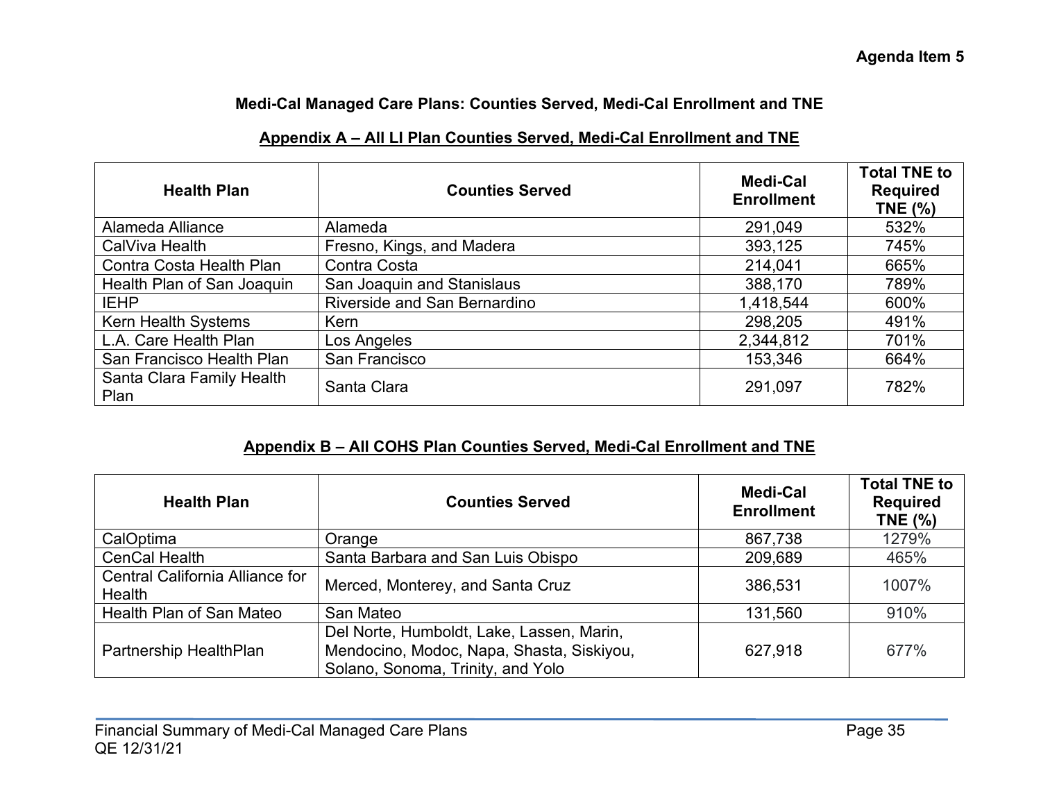Agenda Item 5

## Medi-Cal Managed Care Plans: Counties Served, Medi-Cal Enrollment and TNE

### Appendix A – All LI Plan Counties Served, Medi-Cal Enrollment and TNE

| Health Plan | Counties Served | Medi-Cal Enrollment | Total TNE to Required TNE (%) |
|---|---|---|---|
| Alameda Alliance | Alameda | 291,049 | 532% |
| CalViva Health | Fresno, Kings, and Madera | 393,125 | 745% |
| Contra Costa Health Plan | Contra Costa | 214,041 | 665% |
| Health Plan of San Joaquin | San Joaquin and Stanislaus | 388,170 | 789% |
| IEHP | Riverside and San Bernardino | 1,418,544 | 600% |
| Kern Health Systems | Kern | 298,205 | 491% |
| L.A. Care Health Plan | Los Angeles | 2,344,812 | 701% |
| San Francisco Health Plan | San Francisco | 153,346 | 664% |
| Santa Clara Family Health Plan | Santa Clara | 291,097 | 782% |

### Appendix B – All COHS Plan Counties Served, Medi-Cal Enrollment and TNE

| Health Plan | Counties Served | Medi-Cal Enrollment | Total TNE to Required TNE (%) |
|---|---|---|---|
| CalOptima | Orange | 867,738 | 1279% |
| CenCal Health | Santa Barbara and San Luis Obispo | 209,689 | 465% |
| Central California Alliance for Health | Merced, Monterey, and Santa Cruz | 386,531 | 1007% |
| Health Plan of San Mateo | San Mateo | 131,560 | 910% |
| Partnership HealthPlan | Del Norte, Humboldt, Lake, Lassen, Marin, Mendocino, Modoc, Napa, Shasta, Siskiyou, Solano, Sonoma, Trinity, and Yolo | 627,918 | 677% |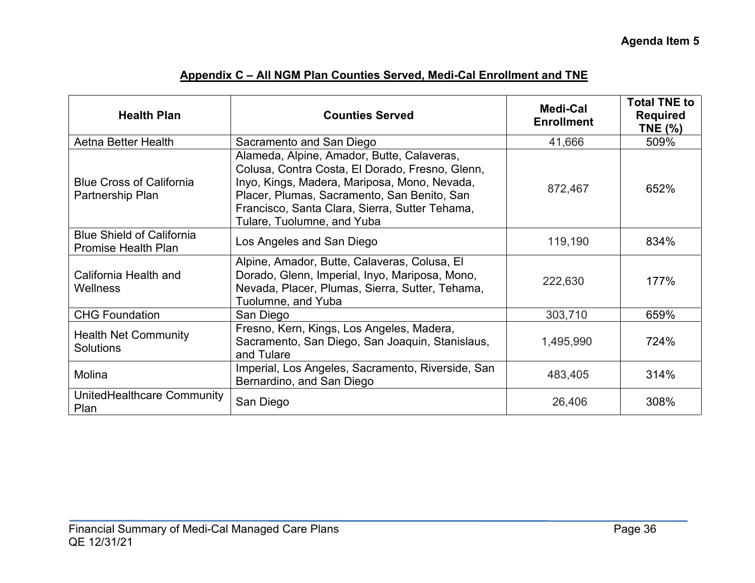Agenda Item 5

## Appendix C – All NGM Plan Counties Served, Medi-Cal Enrollment and TNE

| Health Plan | Counties Served | Medi-Cal Enrollment | Total TNE to Required TNE (%) |
|---|---|---|---|
| Aetna Better Health | Sacramento and San Diego | 41,666 | 509% |
| Blue Cross of California Partnership Plan | Alameda, Alpine, Amador, Butte, Calaveras, Colusa, Contra Costa, El Dorado, Fresno, Glenn, Inyo, Kings, Madera, Mariposa, Mono, Nevada, Placer, Plumas, Sacramento, San Benito, San Francisco, Santa Clara, Sierra, Sutter Tehama, Tulare, Tuolumne, and Yuba | 872,467 | 652% |
| Blue Shield of California Promise Health Plan | Los Angeles and San Diego | 119,190 | 834% |
| California Health and Wellness | Alpine, Amador, Butte, Calaveras, Colusa, El Dorado, Glenn, Imperial, Inyo, Mariposa, Mono, Nevada, Placer, Plumas, Sierra, Sutter, Tehama, Tuolumne, and Yuba | 222,630 | 177% |
| CHG Foundation | San Diego | 303,710 | 659% |
| Health Net Community Solutions | Fresno, Kern, Kings, Los Angeles, Madera, Sacramento, San Diego, San Joaquin, Stanislaus, and Tulare | 1,495,990 | 724% |
| Molina | Imperial, Los Angeles, Sacramento, Riverside, San Bernardino, and San Diego | 483,405 | 314% |
| UnitedHealthcare Community Plan | San Diego | 26,406 | 308% |